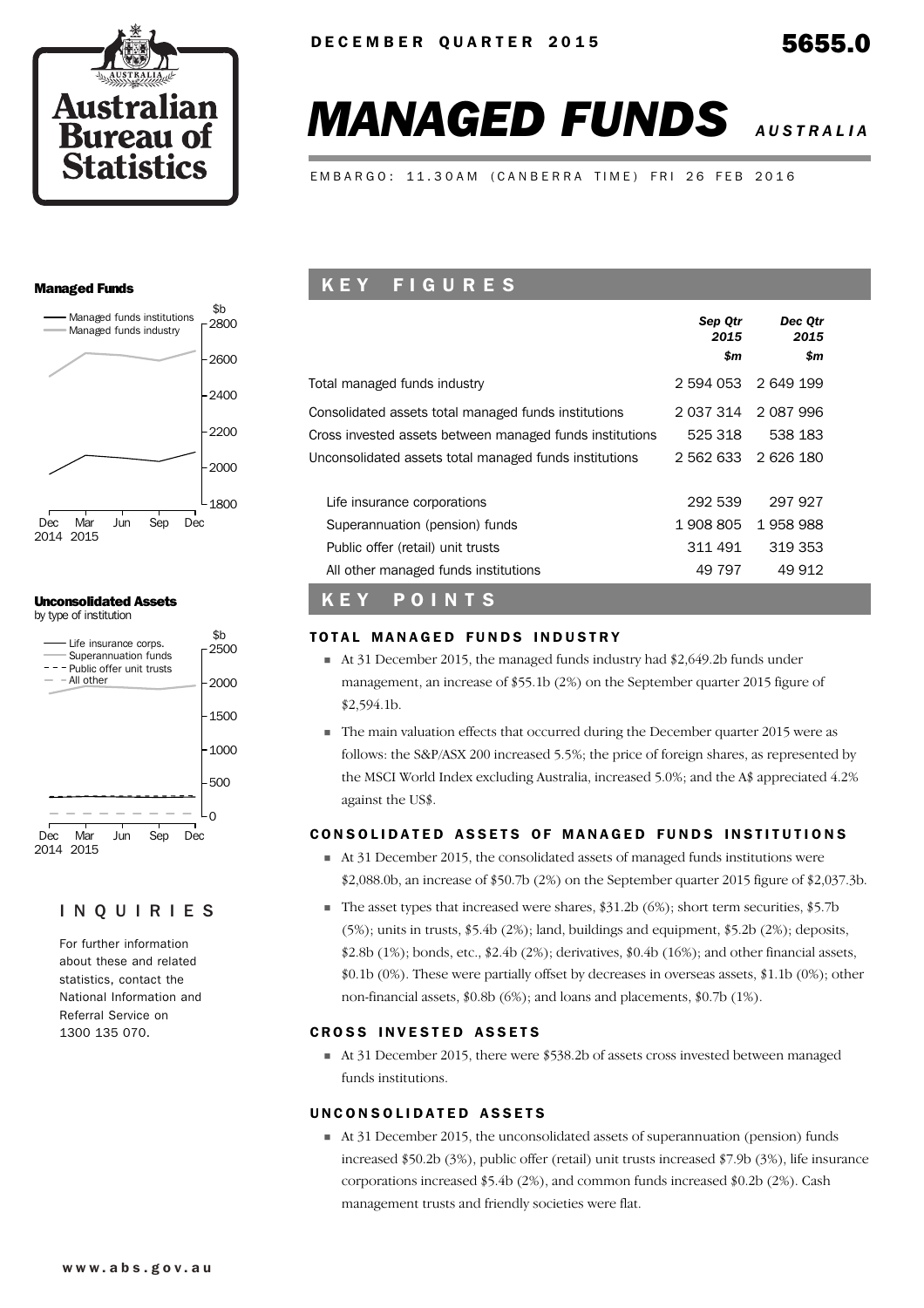DECEMBER QUARTER 2015

5655.0

# MANAGED FUNDS AUSTRALIA

EMBARGO: 11.30AM (CANBERRA TIME) FRI 26 FEB 2016

## KEY FIGURES

| | Sep Qtr 2015 $m | Dec Qtr 2015 $m |
|---|---|---|
| Total managed funds industry | 2 594 053 | 2 649 199 |
| Consolidated assets total managed funds institutions | 2 037 314 | 2 087 996 |
| Cross invested assets between managed funds institutions | 525 318 | 538 183 |
| Unconsolidated assets total managed funds institutions | 2 562 633 | 2 626 180 |
| Life insurance corporations | 292 539 | 297 927 |
| Superannuation (pension) funds | 1 908 805 | 1 958 988 |
| Public offer (retail) unit trusts | 311 491 | 319 353 |
| All other managed funds institutions | 49 797 | 49 912 |

## KEY POINTS

### TOTAL MANAGED FUNDS INDUSTRY

- At 31 December 2015, the managed funds industry had $2,649.2b funds under management, an increase of $55.1b (2%) on the September quarter 2015 figure of $2,594.1b.
- The main valuation effects that occurred during the December quarter 2015 were as follows: the S&P/ASX 200 increased 5.5%; the price of foreign shares, as represented by the MSCI World Index excluding Australia, increased 5.0%; and the A$ appreciated 4.2% against the US$.

### CONSOLIDATED ASSETS OF MANAGED FUNDS INSTITUTIONS

- At 31 December 2015, the consolidated assets of managed funds institutions were $2,088.0b, an increase of $50.7b (2%) on the September quarter 2015 figure of $2,037.3b.
- The asset types that increased were shares, $31.2b (6%); short term securities, $5.7b (5%); units in trusts, $5.4b (2%); land, buildings and equipment, $5.2b (2%); deposits, $2.8b (1%); bonds, etc., $2.4b (2%); derivatives, $0.4b (16%); and other financial assets, $0.1b (0%). These were partially offset by decreases in overseas assets, $1.1b (0%); other non-financial assets, $0.8b (6%); and loans and placements, $0.7b (1%).

### CROSS INVESTED ASSETS

- At 31 December 2015, there were $538.2b of assets cross invested between managed funds institutions.

### UNCONSOLIDATED ASSETS

- At 31 December 2015, the unconsolidated assets of superannuation (pension) funds increased $50.2b (3%), public offer (retail) unit trusts increased $7.9b (3%), life insurance corporations increased $5.4b (2%), and common funds increased $0.2b (2%). Cash management trusts and friendly societies were flat.

## INQUIRIES

For further information about these and related statistics, contact the National Information and Referral Service on 1300 135 070.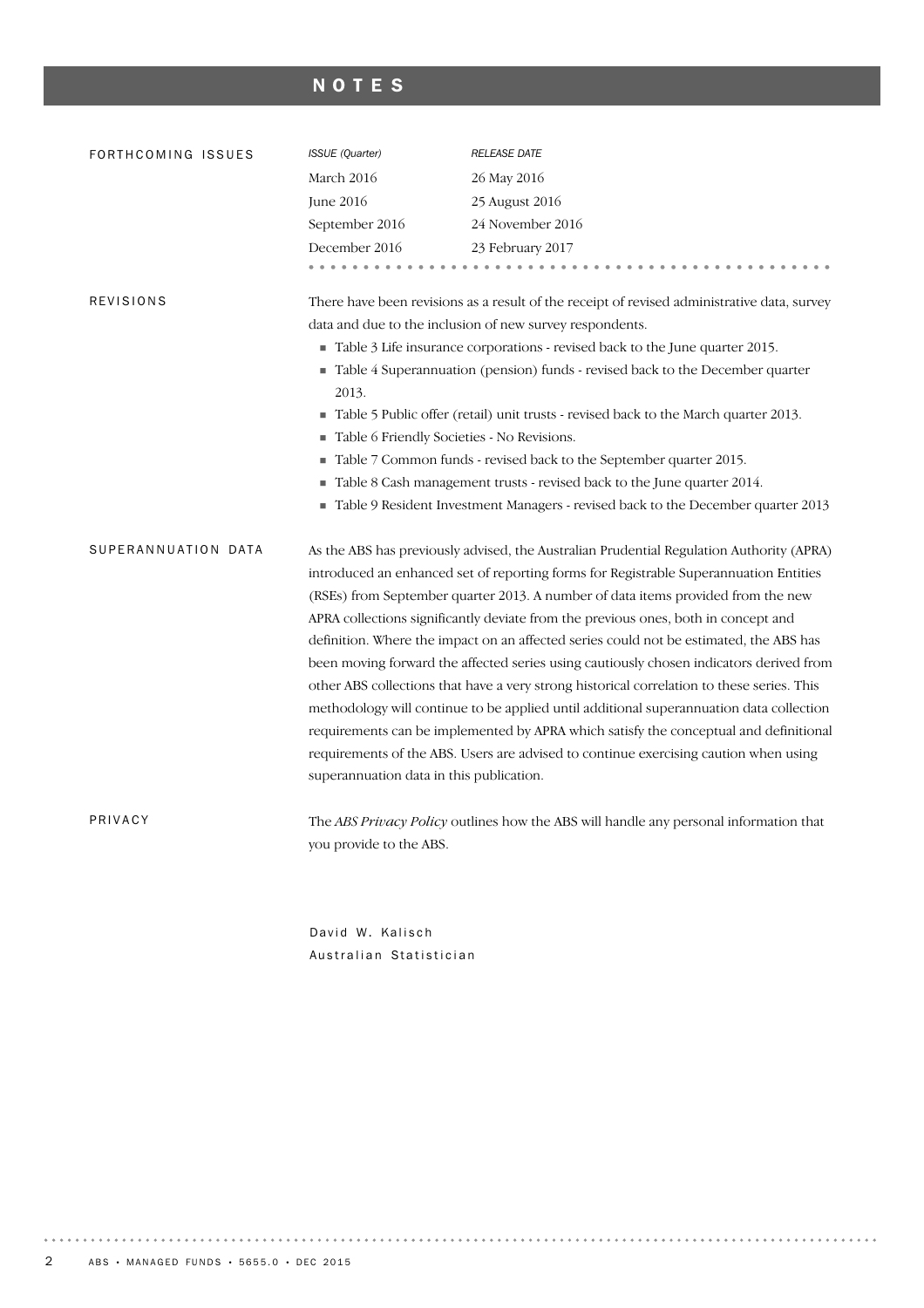# NOTES

## FORTHCOMING ISSUES

| *ISSUE (Quarter)* | *RELEASE DATE* |
| --- | --- |
| March 2016 | 26 May 2016 |
| June 2016 | 25 August 2016 |
| September 2016 | 24 November 2016 |
| December 2016 | 23 February 2017 |

## REVISIONS

There have been revisions as a result of the receipt of revised administrative data, survey data and due to the inclusion of new survey respondents.

- Table 3 Life insurance corporations - revised back to the June quarter 2015.
- Table 4 Superannuation (pension) funds - revised back to the December quarter 2013.
- Table 5 Public offer (retail) unit trusts - revised back to the March quarter 2013.
- Table 6 Friendly Societies - No Revisions.
- Table 7 Common funds - revised back to the September quarter 2015.
- Table 8 Cash management trusts - revised back to the June quarter 2014.
- Table 9 Resident Investment Managers - revised back to the December quarter 2013

## SUPERANNUATION DATA

As the ABS has previously advised, the Australian Prudential Regulation Authority (APRA) introduced an enhanced set of reporting forms for Registrable Superannuation Entities (RSEs) from September quarter 2013. A number of data items provided from the new APRA collections significantly deviate from the previous ones, both in concept and definition. Where the impact on an affected series could not be estimated, the ABS has been moving forward the affected series using cautiously chosen indicators derived from other ABS collections that have a very strong historical correlation to these series. This methodology will continue to be applied until additional superannuation data collection requirements can be implemented by APRA which satisfy the conceptual and definitional requirements of the ABS. Users are advised to continue exercising caution when using superannuation data in this publication.

## PRIVACY

The *ABS Privacy Policy* outlines how the ABS will handle any personal information that you provide to the ABS.

David W. Kalisch
Australian Statistician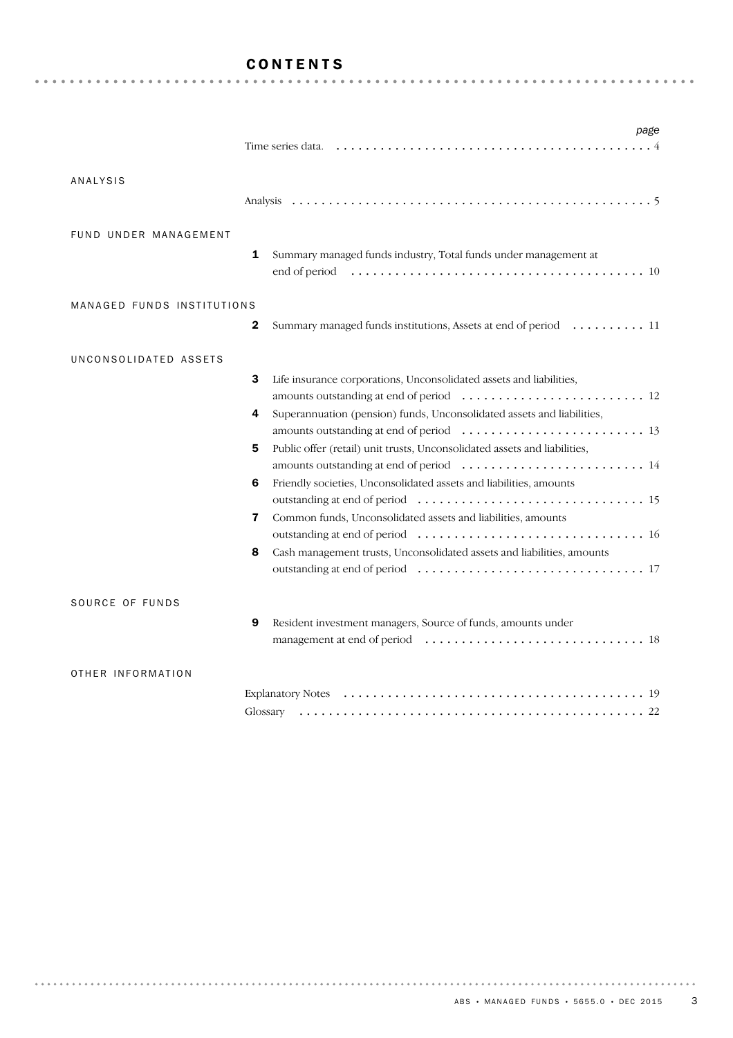# CONTENTS

| | | page |
|---|---|---|
| | Time series data | 4 |
| **ANALYSIS** | | |
| | Analysis | 5 |
| **FUND UNDER MANAGEMENT** | | |
| | **1** Summary managed funds industry, Total funds under management at end of period | 10 |
| **MANAGED FUNDS INSTITUTIONS** | | |
| | **2** Summary managed funds institutions, Assets at end of period | 11 |
| **UNCONSOLIDATED ASSETS** | | |
| | **3** Life insurance corporations, Unconsolidated assets and liabilities, amounts outstanding at end of period | 12 |
| | **4** Superannuation (pension) funds, Unconsolidated assets and liabilities, amounts outstanding at end of period | 13 |
| | **5** Public offer (retail) unit trusts, Unconsolidated assets and liabilities, amounts outstanding at end of period | 14 |
| | **6** Friendly societies, Unconsolidated assets and liabilities, amounts outstanding at end of period | 15 |
| | **7** Common funds, Unconsolidated assets and liabilities, amounts outstanding at end of period | 16 |
| | **8** Cash management trusts, Unconsolidated assets and liabilities, amounts outstanding at end of period | 17 |
| **SOURCE OF FUNDS** | | |
| | **9** Resident investment managers, Source of funds, amounts under management at end of period | 18 |
| **OTHER INFORMATION** | | |
| | Explanatory Notes | 19 |
| | Glossary | 22 |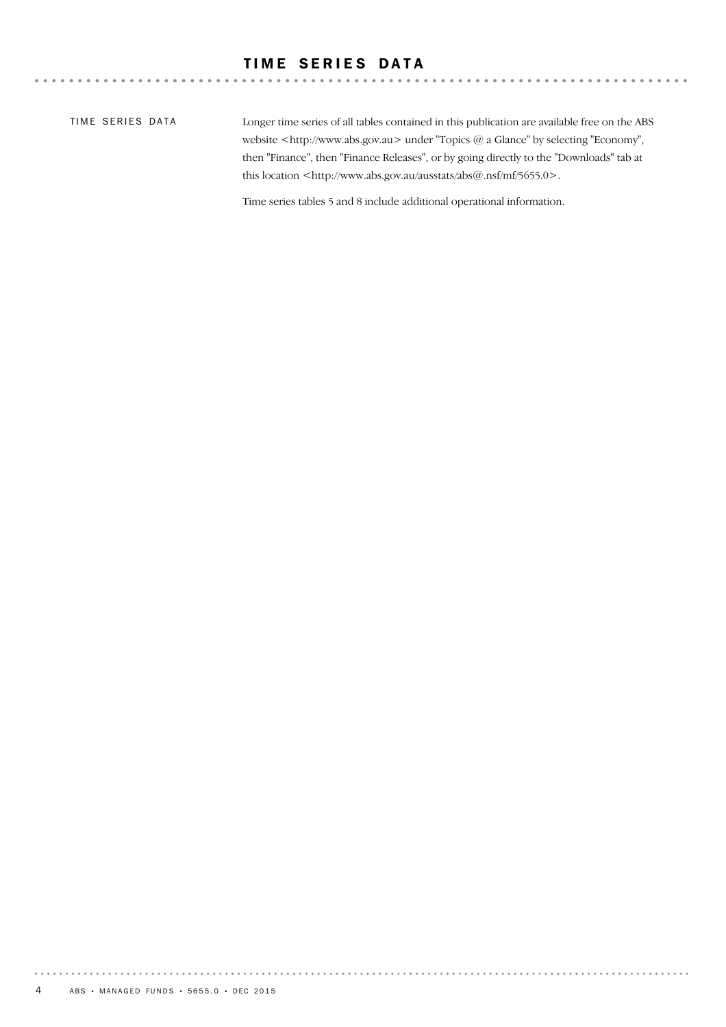# TIME SERIES DATA

TIME SERIES DATA

Longer time series of all tables contained in this publication are available free on the ABS website <http://www.abs.gov.au> under "Topics @ a Glance" by selecting "Economy", then "Finance", then "Finance Releases", or by going directly to the "Downloads" tab at this location <http://www.abs.gov.au/ausstats/abs@.nsf/mf/5655.0>.

Time series tables 5 and 8 include additional operational information.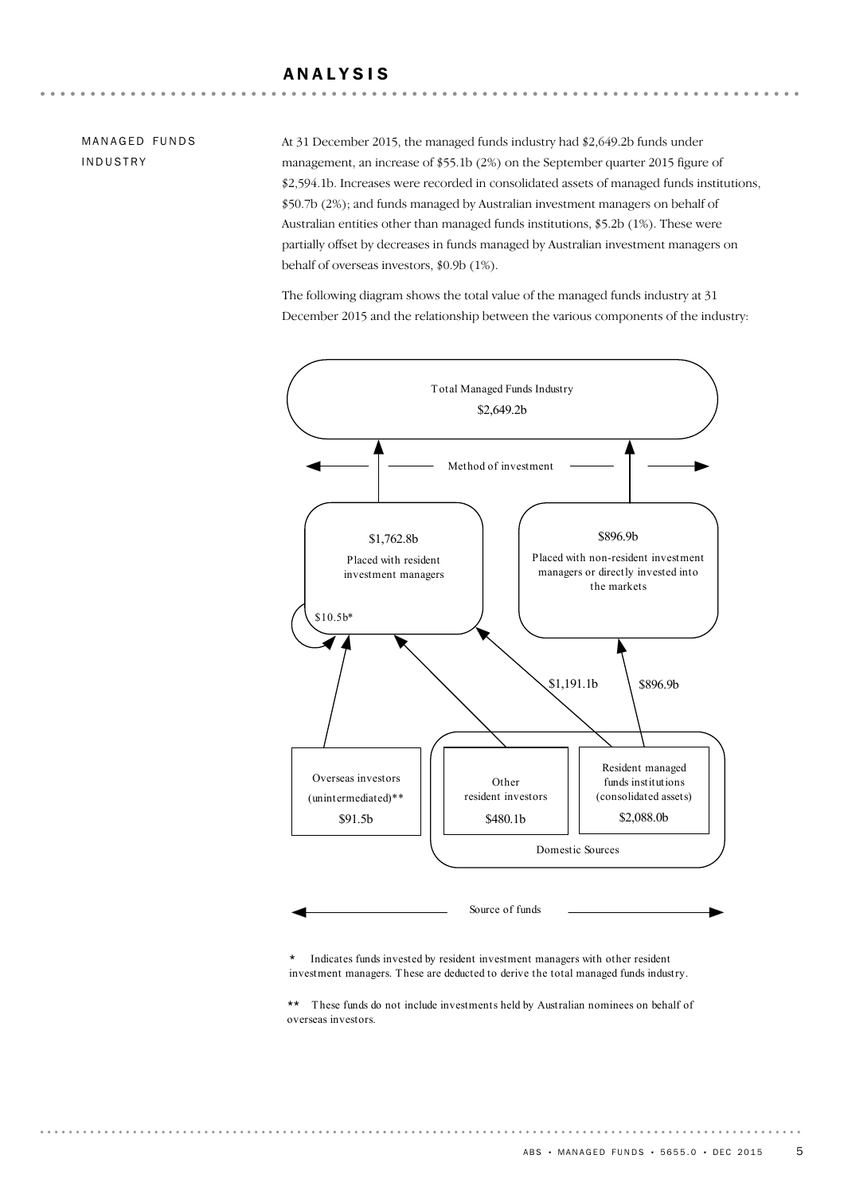# ANALYSIS

## MANAGED FUNDS INDUSTRY

At 31 December 2015, the managed funds industry had $2,649.2b funds under management, an increase of $55.1b (2%) on the September quarter 2015 figure of $2,594.1b. Increases were recorded in consolidated assets of managed funds institutions, $50.7b (2%); and funds managed by Australian investment managers on behalf of Australian entities other than managed funds institutions, $5.2b (1%). These were partially offset by decreases in funds managed by Australian investment managers on behalf of overseas investors, $0.9b (1%).

The following diagram shows the total value of the managed funds industry at 31 December 2015 and the relationship between the various components of the industry:

Total Managed Funds Industry
$2,649.2b

Method of investment

$1,762.8b
Placed with resident investment managers

$10.5b*

$896.9b
Placed with non-resident investment managers or directly invested into the markets

$1,191.1b

$896.9b

Overseas investors (unintermediated)**
$91.5b

Other resident investors
$480.1b

Resident managed funds institutions (consolidated assets)
$2,088.0b

Domestic Sources

Source of funds

\* Indicates funds invested by resident investment managers with other resident investment managers. These are deducted to derive the total managed funds industry.

\** These funds do not include investments held by Australian nominees on behalf of overseas investors.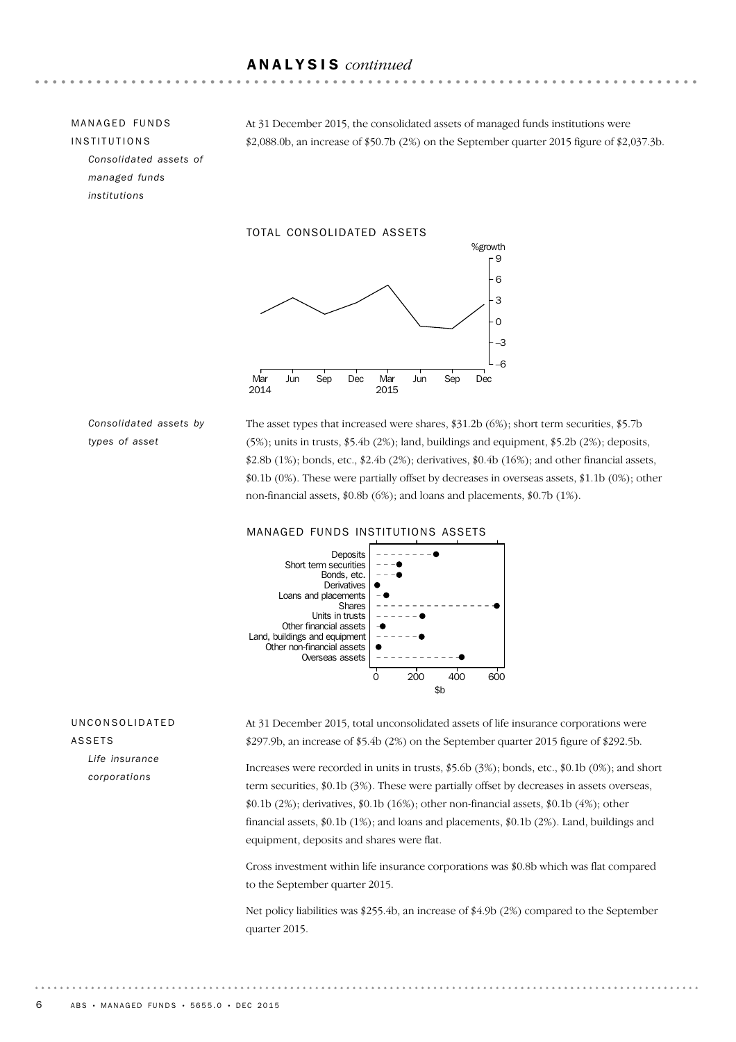## ANALYSIS *continued*

### MANAGED FUNDS INSTITUTIONS

*Consolidated assets of managed funds institutions*

At 31 December 2015, the consolidated assets of managed funds institutions were $2,088.0b, an increase of $50.7b (2%) on the September quarter 2015 figure of $2,037.3b.

TOTAL CONSOLIDATED ASSETS

*Consolidated assets by types of asset*

The asset types that increased were shares, $31.2b (6%); short term securities, $5.7b (5%); units in trusts, $5.4b (2%); land, buildings and equipment, $5.2b (2%); deposits, $2.8b (1%); bonds, etc., $2.4b (2%); derivatives, $0.4b (16%); and other financial assets, $0.1b (0%). These were partially offset by decreases in overseas assets, $1.1b (0%); other non-financial assets, $0.8b (6%); and loans and placements, $0.7b (1%).

MANAGED FUNDS INSTITUTIONS ASSETS

### UNCONSOLIDATED ASSETS

*Life insurance corporations*

At 31 December 2015, total unconsolidated assets of life insurance corporations were $297.9b, an increase of $5.4b (2%) on the September quarter 2015 figure of $292.5b.

Increases were recorded in units in trusts, $5.6b (3%); bonds, etc., $0.1b (0%); and short term securities, $0.1b (3%). These were partially offset by decreases in assets overseas, $0.1b (2%); derivatives, $0.1b (16%); other non-financial assets, $0.1b (4%); other financial assets, $0.1b (1%); and loans and placements, $0.1b (2%). Land, buildings and equipment, deposits and shares were flat.

Cross investment within life insurance corporations was $0.8b which was flat compared to the September quarter 2015.

Net policy liabilities was $255.4b, an increase of $4.9b (2%) compared to the September quarter 2015.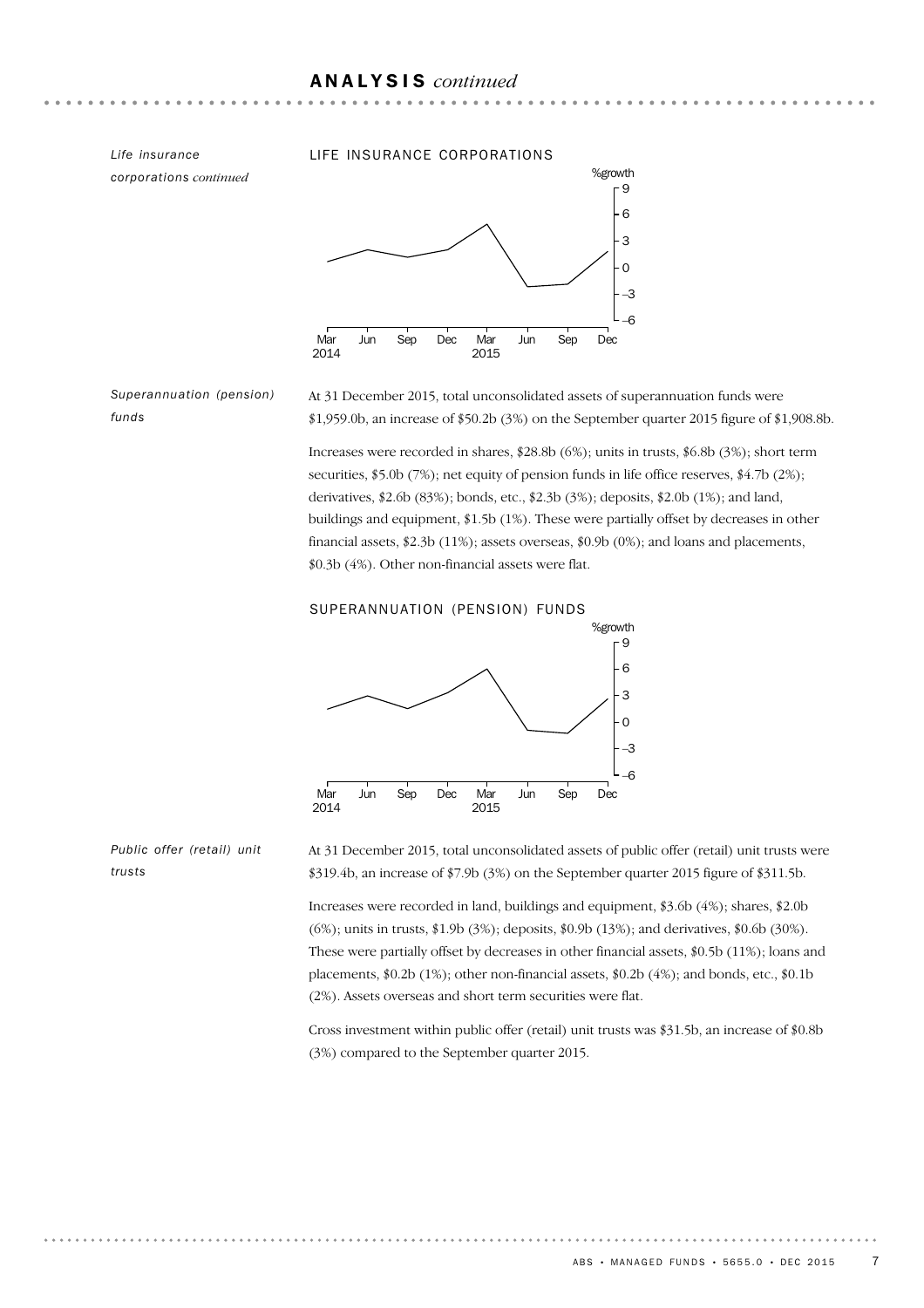## ANALYSIS *continued*

*Life insurance corporations continued*

LIFE INSURANCE CORPORATIONS

*Superannuation (pension) funds*

At 31 December 2015, total unconsolidated assets of superannuation funds were \$1,959.0b, an increase of \$50.2b (3%) on the September quarter 2015 figure of \$1,908.8b.

Increases were recorded in shares, \$28.8b (6%); units in trusts, \$6.8b (3%); short term securities, \$5.0b (7%); net equity of pension funds in life office reserves, \$4.7b (2%); derivatives, \$2.6b (83%); bonds, etc., \$2.3b (3%); deposits, \$2.0b (1%); and land, buildings and equipment, \$1.5b (1%). These were partially offset by decreases in other financial assets, \$2.3b (11%); assets overseas, \$0.9b (0%); and loans and placements, \$0.3b (4%). Other non-financial assets were flat.

SUPERANNUATION (PENSION) FUNDS

*Public offer (retail) unit trusts*

At 31 December 2015, total unconsolidated assets of public offer (retail) unit trusts were \$319.4b, an increase of \$7.9b (3%) on the September quarter 2015 figure of \$311.5b.

Increases were recorded in land, buildings and equipment, \$3.6b (4%); shares, \$2.0b (6%); units in trusts, \$1.9b (3%); deposits, \$0.9b (13%); and derivatives, \$0.6b (30%). These were partially offset by decreases in other financial assets, \$0.5b (11%); loans and placements, \$0.2b (1%); other non-financial assets, \$0.2b (4%); and bonds, etc., \$0.1b (2%). Assets overseas and short term securities were flat.

Cross investment within public offer (retail) unit trusts was \$31.5b, an increase of \$0.8b (3%) compared to the September quarter 2015.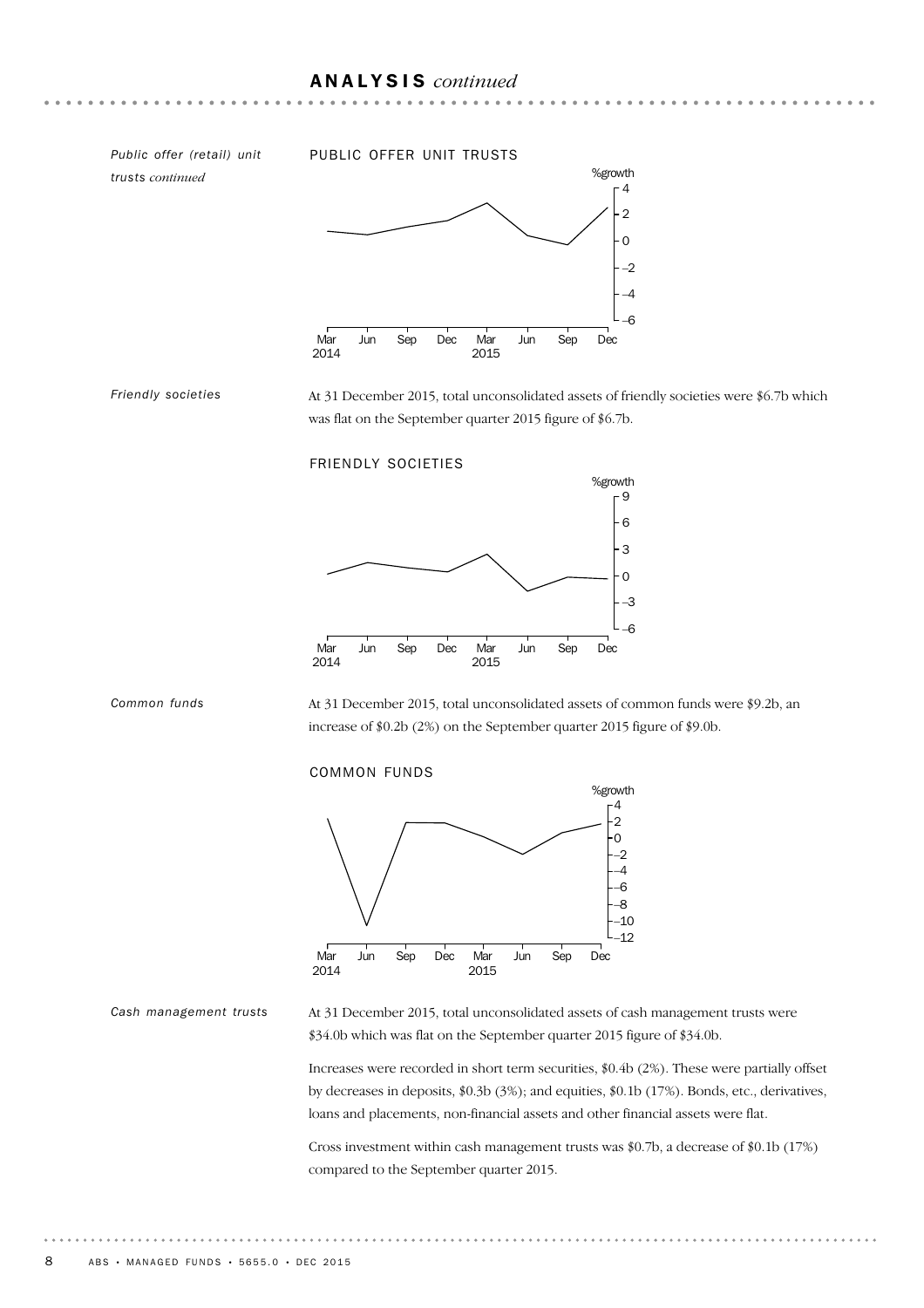## ANALYSIS *continued*

*Public offer (retail) unit trusts continued*

PUBLIC OFFER UNIT TRUSTS

*Friendly societies*

At 31 December 2015, total unconsolidated assets of friendly societies were $6.7b which was flat on the September quarter 2015 figure of $6.7b.

FRIENDLY SOCIETIES

*Common funds*

At 31 December 2015, total unconsolidated assets of common funds were $9.2b, an increase of $0.2b (2%) on the September quarter 2015 figure of $9.0b.

COMMON FUNDS

*Cash management trusts*

At 31 December 2015, total unconsolidated assets of cash management trusts were $34.0b which was flat on the September quarter 2015 figure of $34.0b.

Increases were recorded in short term securities, $0.4b (2%). These were partially offset by decreases in deposits, $0.3b (3%); and equities, $0.1b (17%). Bonds, etc., derivatives, loans and placements, non-financial assets and other financial assets were flat.

Cross investment within cash management trusts was $0.7b, a decrease of $0.1b (17%) compared to the September quarter 2015.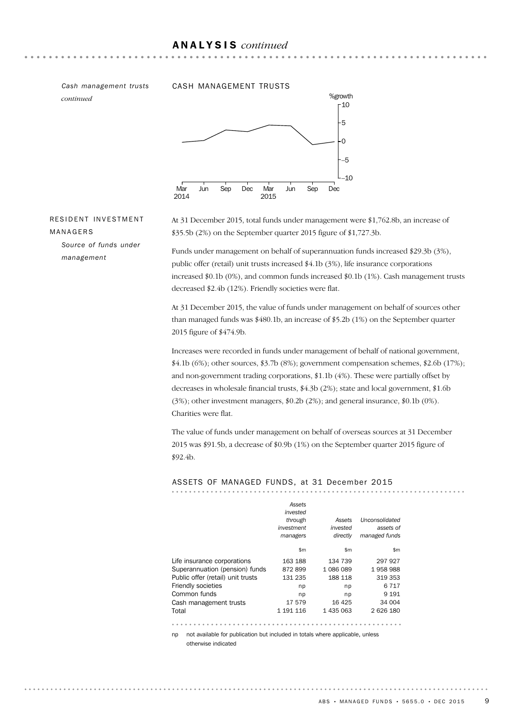## ANALYSIS *continued*

*Cash management trusts continued*

CASH MANAGEMENT TRUSTS

## RESIDENT INVESTMENT MANAGERS

*Source of funds under management*

At 31 December 2015, total funds under management were $1,762.8b, an increase of $35.5b (2%) on the September quarter 2015 figure of $1,727.3b.

Funds under management on behalf of superannuation funds increased $29.3b (3%), public offer (retail) unit trusts increased $4.1b (3%), life insurance corporations increased $0.1b (0%), and common funds increased $0.1b (1%). Cash management trusts decreased $2.4b (12%). Friendly societies were flat.

At 31 December 2015, the value of funds under management on behalf of sources other than managed funds was $480.1b, an increase of $5.2b (1%) on the September quarter 2015 figure of $474.9b.

Increases were recorded in funds under management of behalf of national government, $4.1b (6%); other sources, $3.7b (8%); government compensation schemes, $2.6b (17%); and non-government trading corporations, $1.1b (4%). These were partially offset by decreases in wholesale financial trusts, $4.3b (2%); state and local government, $1.6b (3%); other investment managers, $0.2b (2%); and general insurance, $0.1b (0%). Charities were flat.

The value of funds under management on behalf of overseas sources at 31 December 2015 was $91.5b, a decrease of $0.9b (1%) on the September quarter 2015 figure of $92.4b.

ASSETS OF MANAGED FUNDS, at 31 December 2015

| | *Assets invested through investment managers* | *Assets invested directly* | *Unconsolidated assets of managed funds* |
|---|---|---|---|
| | $m | $m | $m |
| Life insurance corporations | 163 188 | 134 739 | 297 927 |
| Superannuation (pension) funds | 872 899 | 1 086 089 | 1 958 988 |
| Public offer (retail) unit trusts | 131 235 | 188 118 | 319 353 |
| Friendly societies | np | np | 6 717 |
| Common funds | np | np | 9 191 |
| Cash management trusts | 17 579 | 16 425 | 34 004 |
| Total | 1 191 116 | 1 435 063 | 2 626 180 |

np not available for publication but included in totals where applicable, unless otherwise indicated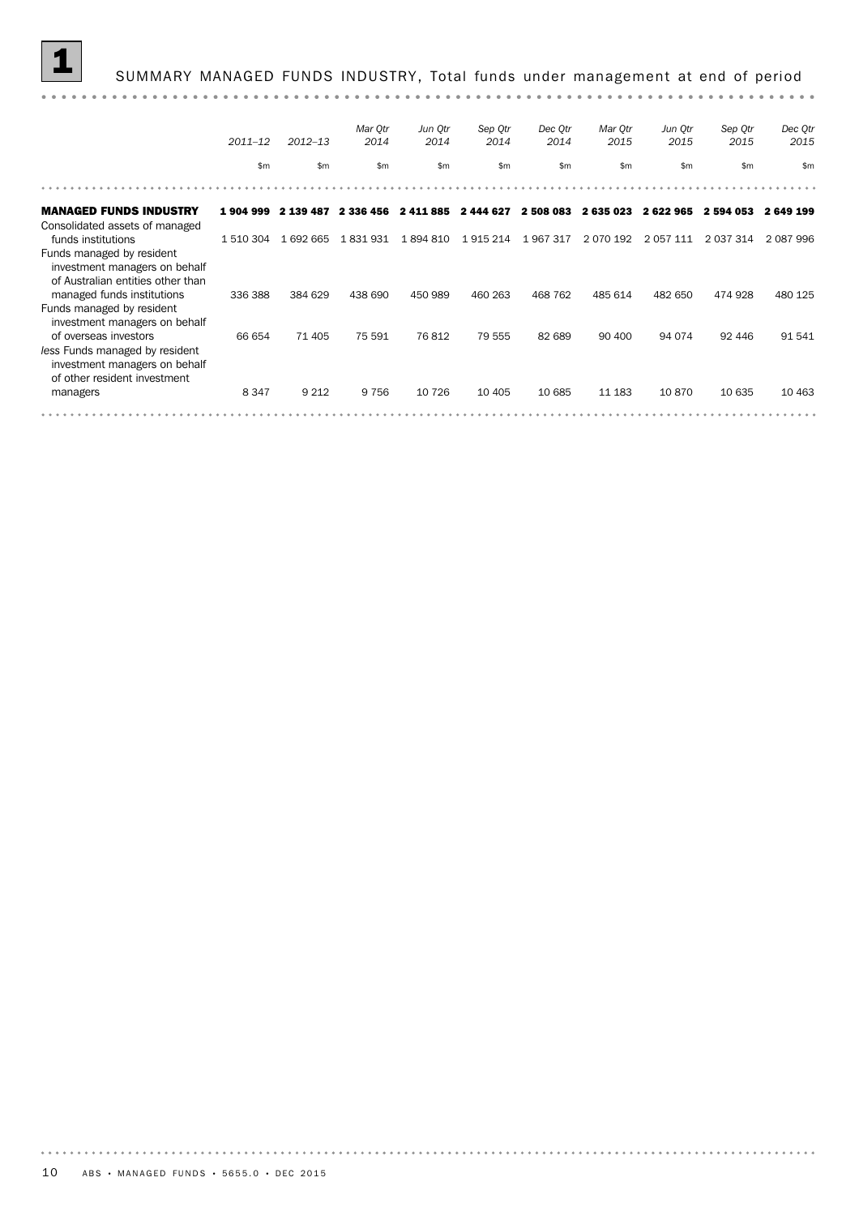## 1 SUMMARY MANAGED FUNDS INDUSTRY, Total funds under management at end of period

| | *2011–12* | *2012–13* | *Mar Qtr 2014* | *Jun Qtr 2014* | *Sep Qtr 2014* | *Dec Qtr 2014* | *Mar Qtr 2015* | *Jun Qtr 2015* | *Sep Qtr 2015* | *Dec Qtr 2015* |
|---|---|---|---|---|---|---|---|---|---|---|
| | $m | $m | $m | $m | $m | $m | $m | $m | $m | $m |
| **MANAGED FUNDS INDUSTRY** | **1 904 999** | **2 139 487** | **2 336 456** | **2 411 885** | **2 444 627** | **2 508 083** | **2 635 023** | **2 622 965** | **2 594 053** | **2 649 199** |
| Consolidated assets of managed funds institutions | 1 510 304 | 1 692 665 | 1 831 931 | 1 894 810 | 1 915 214 | 1 967 317 | 2 070 192 | 2 057 111 | 2 037 314 | 2 087 996 |
| Funds managed by resident investment managers on behalf of Australian entities other than managed funds institutions | 336 388 | 384 629 | 438 690 | 450 989 | 460 263 | 468 762 | 485 614 | 482 650 | 474 928 | 480 125 |
| Funds managed by resident investment managers on behalf of overseas investors | 66 654 | 71 405 | 75 591 | 76 812 | 79 555 | 82 689 | 90 400 | 94 074 | 92 446 | 91 541 |
| *less* Funds managed by resident investment managers on behalf of other resident investment managers | 8 347 | 9 212 | 9 756 | 10 726 | 10 405 | 10 685 | 11 183 | 10 870 | 10 635 | 10 463 |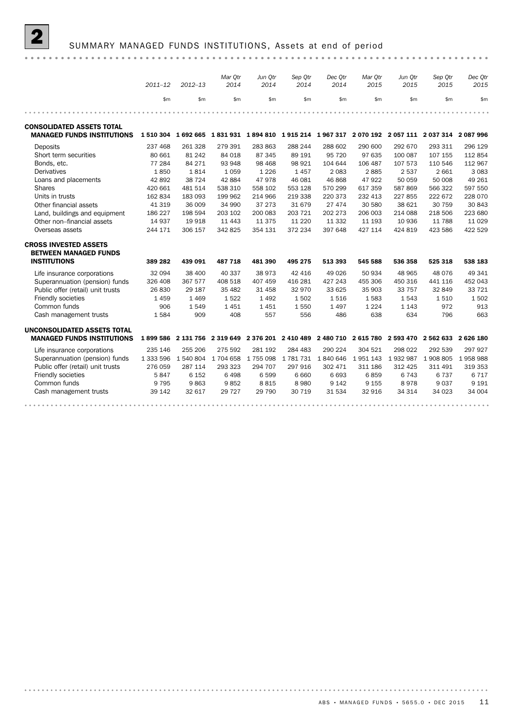# 2 SUMMARY MANAGED FUNDS INSTITUTIONS, Assets at end of period

| | 2011–12 | 2012–13 | Mar Qtr 2014 | Jun Qtr 2014 | Sep Qtr 2014 | Dec Qtr 2014 | Mar Qtr 2015 | Jun Qtr 2015 | Sep Qtr 2015 | Dec Qtr 2015 |
|---|---|---|---|---|---|---|---|---|---|---|
| | $m | $m | $m | $m | $m | $m | $m | $m | $m | $m |
| **CONSOLIDATED ASSETS TOTAL MANAGED FUNDS INSTITUTIONS** | **1 510 304** | **1 692 665** | **1 831 931** | **1 894 810** | **1 915 214** | **1 967 317** | **2 070 192** | **2 057 111** | **2 037 314** | **2 087 996** |
| Deposits | 237 468 | 261 328 | 279 391 | 283 863 | 288 244 | 288 602 | 290 600 | 292 670 | 293 311 | 296 129 |
| Short term securities | 80 661 | 81 242 | 84 018 | 87 345 | 89 191 | 95 720 | 97 635 | 100 087 | 107 155 | 112 854 |
| Bonds, etc. | 77 284 | 84 271 | 93 948 | 98 468 | 98 921 | 104 644 | 106 487 | 107 573 | 110 546 | 112 967 |
| Derivatives | 1 850 | 1 814 | 1 059 | 1 226 | 1 457 | 2 083 | 2 885 | 2 537 | 2 661 | 3 083 |
| Loans and placements | 42 892 | 38 724 | 42 884 | 47 978 | 46 081 | 46 868 | 47 922 | 50 059 | 50 008 | 49 261 |
| Shares | 420 661 | 481 514 | 538 310 | 558 102 | 553 128 | 570 299 | 617 359 | 587 869 | 566 322 | 597 550 |
| Units in trusts | 162 834 | 183 093 | 199 962 | 214 966 | 219 338 | 220 373 | 232 413 | 227 855 | 222 672 | 228 070 |
| Other financial assets | 41 319 | 36 009 | 34 990 | 37 273 | 31 679 | 27 474 | 30 580 | 38 621 | 30 759 | 30 843 |
| Land, buildings and equipment | 186 227 | 198 594 | 203 102 | 200 083 | 203 721 | 202 273 | 206 003 | 214 088 | 218 506 | 223 680 |
| Other non–financial assets | 14 937 | 19 918 | 11 443 | 11 375 | 11 220 | 11 332 | 11 193 | 10 936 | 11 788 | 11 029 |
| Overseas assets | 244 171 | 306 157 | 342 825 | 354 131 | 372 234 | 397 648 | 427 114 | 424 819 | 423 586 | 422 529 |
| **CROSS INVESTED ASSETS BETWEEN MANAGED FUNDS INSTITUTIONS** | **389 282** | **439 091** | **487 718** | **481 390** | **495 275** | **513 393** | **545 588** | **536 358** | **525 318** | **538 183** |
| Life insurance corporations | 32 094 | 38 400 | 40 337 | 38 973 | 42 416 | 49 026 | 50 934 | 48 965 | 48 076 | 49 341 |
| Superannuation (pension) funds | 326 408 | 367 577 | 408 518 | 407 459 | 416 281 | 427 243 | 455 306 | 450 316 | 441 116 | 452 043 |
| Public offer (retail) unit trusts | 26 830 | 29 187 | 35 482 | 31 458 | 32 970 | 33 625 | 35 903 | 33 757 | 32 849 | 33 721 |
| Friendly societies | 1 459 | 1 469 | 1 522 | 1 492 | 1 502 | 1 516 | 1 583 | 1 543 | 1 510 | 1 502 |
| Common funds | 906 | 1 549 | 1 451 | 1 451 | 1 550 | 1 497 | 1 224 | 1 143 | 972 | 913 |
| Cash management trusts | 1 584 | 909 | 408 | 557 | 556 | 486 | 638 | 634 | 796 | 663 |
| **UNCONSOLIDATED ASSETS TOTAL MANAGED FUNDS INSTITUTIONS** | **1 899 586** | **2 131 756** | **2 319 649** | **2 376 201** | **2 410 489** | **2 480 710** | **2 615 780** | **2 593 470** | **2 562 633** | **2 626 180** |
| Life insurance corporations | 235 146 | 255 206 | 275 592 | 281 192 | 284 483 | 290 224 | 304 521 | 298 022 | 292 539 | 297 927 |
| Superannuation (pension) funds | 1 333 596 | 1 540 804 | 1 704 658 | 1 755 098 | 1 781 731 | 1 840 646 | 1 951 143 | 1 932 987 | 1 908 805 | 1 958 988 |
| Public offer (retail) unit trusts | 276 059 | 287 114 | 293 323 | 294 707 | 297 916 | 302 471 | 311 186 | 312 425 | 311 491 | 319 353 |
| Friendly societies | 5 847 | 6 152 | 6 498 | 6 599 | 6 660 | 6 693 | 6 859 | 6 743 | 6 737 | 6 717 |
| Common funds | 9 795 | 9 863 | 9 852 | 8 815 | 8 980 | 9 142 | 9 155 | 8 978 | 9 037 | 9 191 |
| Cash management trusts | 39 142 | 32 617 | 29 727 | 29 790 | 30 719 | 31 534 | 32 916 | 34 314 | 34 023 | 34 004 |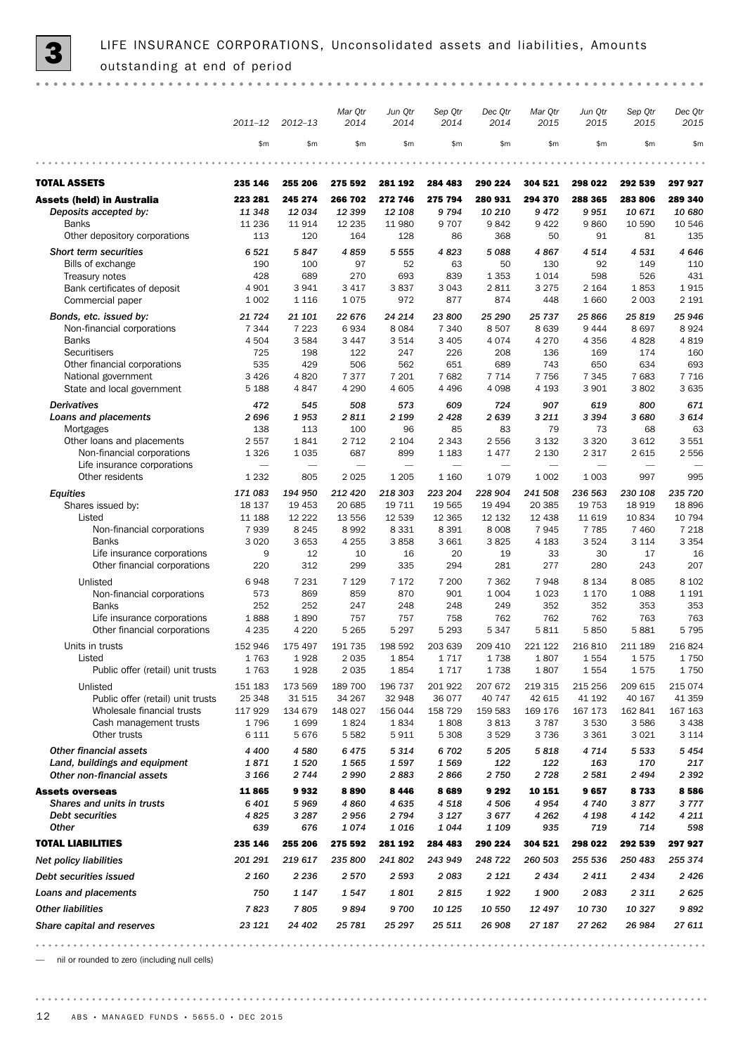# 3 LIFE INSURANCE CORPORATIONS, Unconsolidated assets and liabilities, Amounts outstanding at end of period

| | 2011–12 | 2012–13 | Mar Qtr 2014 | Jun Qtr 2014 | Sep Qtr 2014 | Dec Qtr 2014 | Mar Qtr 2015 | Jun Qtr 2015 | Sep Qtr 2015 | Dec Qtr 2015 |
|---|---|---|---|---|---|---|---|---|---|---|
| | $m | $m | $m | $m | $m | $m | $m | $m | $m | $m |
| **TOTAL ASSETS** | **235 146** | **255 206** | **275 592** | **281 192** | **284 483** | **290 224** | **304 521** | **298 022** | **292 539** | **297 927** |
| **Assets (held) in Australia** | **223 281** | **245 274** | **266 702** | **272 746** | **275 794** | **280 931** | **294 370** | **288 365** | **283 806** | **289 340** |
| *Deposits accepted by:* | *11 348* | *12 034* | *12 399* | *12 108* | *9 794* | *10 210* | *9 472* | *9 951* | *10 671* | *10 680* |
| Banks | 11 236 | 11 914 | 12 235 | 11 980 | 9 707 | 9 842 | 9 422 | 9 860 | 10 590 | 10 546 |
| Other depository corporations | 113 | 120 | 164 | 128 | 86 | 368 | 50 | 91 | 81 | 135 |
| *Short term securities* | *6 521* | *5 847* | *4 859* | *5 555* | *4 823* | *5 088* | *4 867* | *4 514* | *4 531* | *4 646* |
| Bills of exchange | 190 | 100 | 97 | 52 | 63 | 50 | 130 | 92 | 149 | 110 |
| Treasury notes | 428 | 689 | 270 | 693 | 839 | 1 353 | 1 014 | 598 | 526 | 431 |
| Bank certificates of deposit | 4 901 | 3 941 | 3 417 | 3 837 | 3 043 | 2 811 | 3 275 | 2 164 | 1 853 | 1 915 |
| Commercial paper | 1 002 | 1 116 | 1 075 | 972 | 877 | 874 | 448 | 1 660 | 2 003 | 2 191 |
| *Bonds, etc. issued by:* | *21 724* | *21 101* | *22 676* | *24 214* | *23 800* | *25 290* | *25 737* | *25 866* | *25 819* | *25 946* |
| Non-financial corporations | 7 344 | 7 223 | 6 934 | 8 084 | 7 340 | 8 507 | 8 639 | 9 444 | 8 697 | 8 924 |
| Banks | 4 504 | 3 584 | 3 447 | 3 514 | 3 405 | 4 074 | 4 270 | 4 356 | 4 828 | 4 819 |
| Securitisers | 725 | 198 | 122 | 247 | 226 | 208 | 136 | 169 | 174 | 160 |
| Other financial corporations | 535 | 429 | 506 | 562 | 651 | 689 | 743 | 650 | 634 | 693 |
| National government | 3 426 | 4 820 | 7 377 | 7 201 | 7 682 | 7 714 | 7 756 | 7 345 | 7 683 | 7 716 |
| State and local government | 5 188 | 4 847 | 4 290 | 4 605 | 4 496 | 4 098 | 4 193 | 3 901 | 3 802 | 3 635 |
| *Derivatives* | *472* | *545* | *508* | *573* | *609* | *724* | *907* | *619* | *800* | *671* |
| *Loans and placements* | *2 696* | *1 953* | *2 811* | *2 199* | *2 428* | *2 639* | *3 211* | *3 394* | *3 680* | *3 614* |
| Mortgages | 138 | 113 | 100 | 96 | 85 | 83 | 79 | 73 | 68 | 63 |
| Other loans and placements | 2 557 | 1 841 | 2 712 | 2 104 | 2 343 | 2 556 | 3 132 | 3 320 | 3 612 | 3 551 |
| Non-financial corporations | 1 326 | 1 035 | 687 | 899 | 1 183 | 1 477 | 2 130 | 2 317 | 2 615 | 2 556 |
| Life insurance corporations | — | — | — | — | — | — | — | — | — | — |
| Other residents | 1 232 | 805 | 2 025 | 1 205 | 1 160 | 1 079 | 1 002 | 1 003 | 997 | 995 |
| *Equities* | *171 083* | *194 950* | *212 420* | *218 303* | *223 204* | *228 904* | *241 508* | *236 563* | *230 108* | *235 720* |
| Shares issued by: | 18 137 | 19 453 | 20 685 | 19 711 | 19 565 | 19 494 | 20 385 | 19 753 | 18 919 | 18 896 |
| Listed | 11 188 | 12 222 | 13 556 | 12 539 | 12 365 | 12 132 | 12 438 | 11 619 | 10 834 | 10 794 |
| Non-financial corporations | 7 939 | 8 245 | 8 992 | 8 331 | 8 391 | 8 008 | 7 945 | 7 785 | 7 460 | 7 218 |
| Banks | 3 020 | 3 653 | 4 255 | 3 858 | 3 661 | 3 825 | 4 183 | 3 524 | 3 114 | 3 354 |
| Life insurance corporations | 9 | 12 | 10 | 16 | 20 | 19 | 33 | 30 | 17 | 16 |
| Other financial corporations | 220 | 312 | 299 | 335 | 294 | 281 | 277 | 280 | 243 | 207 |
| Unlisted | 6 948 | 7 231 | 7 129 | 7 172 | 7 200 | 7 362 | 7 948 | 8 134 | 8 085 | 8 102 |
| Non-financial corporations | 573 | 869 | 859 | 870 | 901 | 1 004 | 1 023 | 1 170 | 1 088 | 1 191 |
| Banks | 252 | 252 | 247 | 248 | 248 | 249 | 352 | 352 | 353 | 353 |
| Life insurance corporations | 1 888 | 1 890 | 757 | 757 | 758 | 762 | 762 | 762 | 763 | 763 |
| Other financial corporations | 4 235 | 4 220 | 5 265 | 5 297 | 5 293 | 5 347 | 5 811 | 5 850 | 5 881 | 5 795 |
| Units in trusts | 152 946 | 175 497 | 191 735 | 198 592 | 203 639 | 209 410 | 221 122 | 216 810 | 211 189 | 216 824 |
| Listed | 1 763 | 1 928 | 2 035 | 1 854 | 1 717 | 1 738 | 1 807 | 1 554 | 1 575 | 1 750 |
| Public offer (retail) unit trusts | 1 763 | 1 928 | 2 035 | 1 854 | 1 717 | 1 738 | 1 807 | 1 554 | 1 575 | 1 750 |
| Unlisted | 151 183 | 173 569 | 189 700 | 196 737 | 201 922 | 207 672 | 219 315 | 215 256 | 209 615 | 215 074 |
| Public offer (retail) unit trusts | 25 348 | 31 515 | 34 267 | 32 948 | 36 077 | 40 747 | 42 615 | 41 192 | 40 167 | 41 359 |
| Wholesale financial trusts | 117 929 | 134 679 | 148 027 | 156 044 | 158 729 | 159 583 | 169 176 | 167 173 | 162 841 | 167 163 |
| Cash management trusts | 1 796 | 1 699 | 1 824 | 1 834 | 1 808 | 3 813 | 3 787 | 3 530 | 3 586 | 3 438 |
| Other trusts | 6 111 | 5 676 | 5 582 | 5 911 | 5 308 | 3 529 | 3 736 | 3 361 | 3 021 | 3 114 |
| *Other financial assets* | *4 400* | *4 580* | *6 475* | *5 314* | *6 702* | *5 205* | *5 818* | *4 714* | *5 533* | *5 454* |
| *Land, buildings and equipment* | *1 871* | *1 520* | *1 565* | *1 597* | *1 569* | *122* | *122* | *163* | *170* | *217* |
| *Other non-financial assets* | *3 166* | *2 744* | *2 990* | *2 883* | *2 866* | *2 750* | *2 728* | *2 581* | *2 494* | *2 392* |
| **Assets overseas** | **11 865** | **9 932** | **8 890** | **8 446** | **8 689** | **9 292** | **10 151** | **9 657** | **8 733** | **8 586** |
| *Shares and units in trusts* | *6 401* | *5 969* | *4 860* | *4 635* | *4 518* | *4 506* | *4 954* | *4 740* | *3 877* | *3 777* |
| *Debt securities* | *4 825* | *3 287* | *2 956* | *2 794* | *3 127* | *3 677* | *4 262* | *4 198* | *4 142* | *4 211* |
| *Other* | *639* | *676* | *1 074* | *1 016* | *1 044* | *1 109* | *935* | *719* | *714* | *598* |
| **TOTAL LIABILITIES** | **235 146** | **255 206** | **275 592** | **281 192** | **284 483** | **290 224** | **304 521** | **298 022** | **292 539** | **297 927** |
| *Net policy liabilities* | *201 291* | *219 617* | *235 800* | *241 802* | *243 949* | *248 722* | *260 503* | *255 536* | *250 483* | *255 374* |
| *Debt securities issued* | *2 160* | *2 236* | *2 570* | *2 593* | *2 083* | *2 121* | *2 434* | *2 411* | *2 434* | *2 426* |
| *Loans and placements* | *750* | *1 147* | *1 547* | *1 801* | *2 815* | *1 922* | *1 900* | *2 083* | *2 311* | *2 625* |
| *Other liabilities* | *7 823* | *7 805* | *9 894* | *9 700* | *10 125* | *10 550* | *12 497* | *10 730* | *10 327* | *9 892* |
| *Share capital and reserves* | *23 121* | *24 402* | *25 781* | *25 297* | *25 511* | *26 908* | *27 187* | *27 262* | *26 984* | *27 611* |

— nil or rounded to zero (including null cells)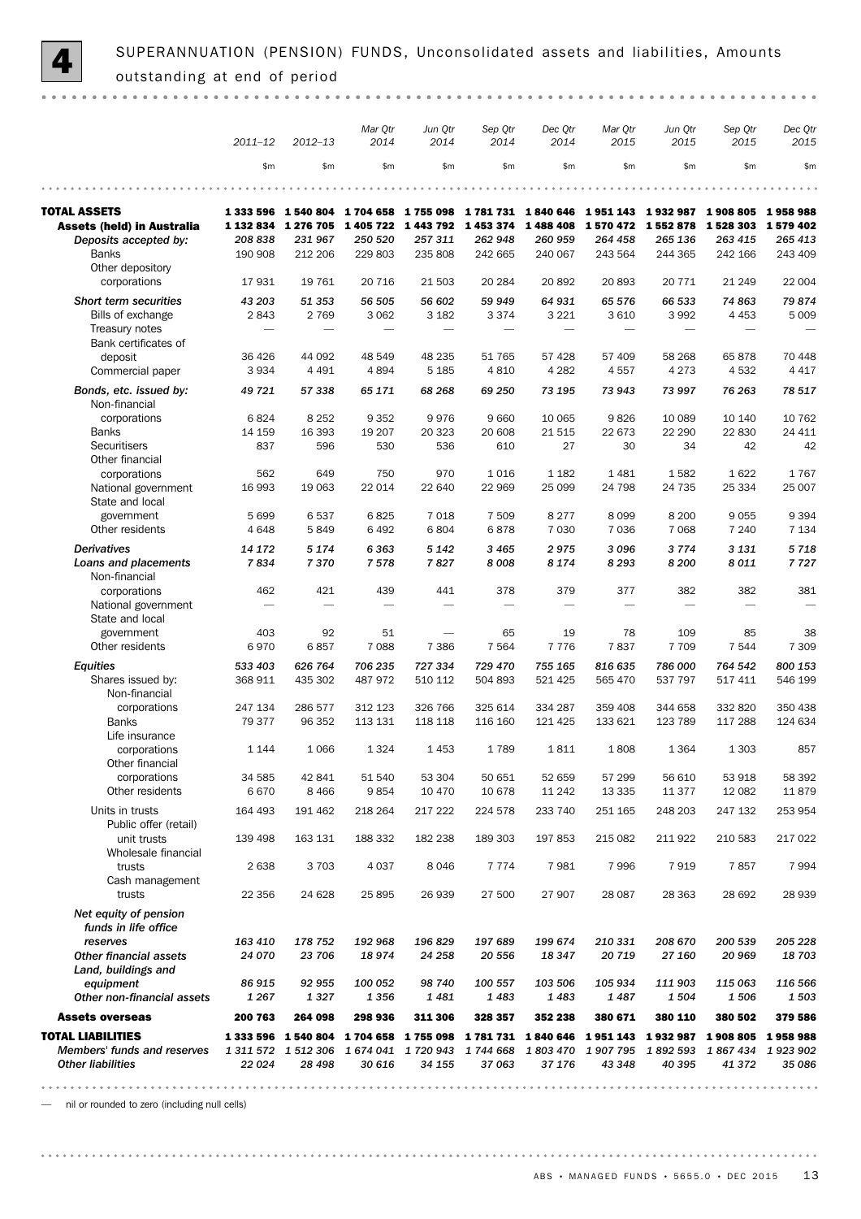# 4 SUPERANNUATION (PENSION) FUNDS, Unconsolidated assets and liabilities, Amounts outstanding at end of period

| | 2011–12 | 2012–13 | Mar Qtr 2014 | Jun Qtr 2014 | Sep Qtr 2014 | Dec Qtr 2014 | Mar Qtr 2015 | Jun Qtr 2015 | Sep Qtr 2015 | Dec Qtr 2015 |
|---|---|---|---|---|---|---|---|---|---|---|
| | $m | $m | $m | $m | $m | $m | $m | $m | $m | $m |
| **TOTAL ASSETS** | **1 333 596** | **1 540 804** | **1 704 658** | **1 755 098** | **1 781 731** | **1 840 646** | **1 951 143** | **1 932 987** | **1 908 805** | **1 958 988** |
| **Assets (held) in Australia** | **1 132 834** | **1 276 705** | **1 405 722** | **1 443 792** | **1 453 374** | **1 488 408** | **1 570 472** | **1 552 878** | **1 528 303** | **1 579 402** |
| *Deposits accepted by:* | *208 838* | *231 967* | *250 520* | *257 311* | *262 948* | *260 959* | *264 458* | *265 136* | *263 415* | *265 413* |
| Banks | 190 908 | 212 206 | 229 803 | 235 808 | 242 665 | 240 067 | 243 564 | 244 365 | 242 166 | 243 409 |
| Other depository corporations | 17 931 | 19 761 | 20 716 | 21 503 | 20 284 | 20 892 | 20 893 | 20 771 | 21 249 | 22 004 |
| *Short term securities* | *43 203* | *51 353* | *56 505* | *56 602* | *59 949* | *64 931* | *65 576* | *66 533* | *74 863* | *79 874* |
| Bills of exchange | 2 843 | 2 769 | 3 062 | 3 182 | 3 374 | 3 221 | 3 610 | 3 992 | 4 453 | 5 009 |
| Treasury notes | — | — | — | — | — | — | — | — | — | — |
| Bank certificates of deposit | 36 426 | 44 092 | 48 549 | 48 235 | 51 765 | 57 428 | 57 409 | 58 268 | 65 878 | 70 448 |
| Commercial paper | 3 934 | 4 491 | 4 894 | 5 185 | 4 810 | 4 282 | 4 557 | 4 273 | 4 532 | 4 417 |
| *Bonds, etc. issued by:* | *49 721* | *57 338* | *65 171* | *68 268* | *69 250* | *73 195* | *73 943* | *73 997* | *76 263* | *78 517* |
| Non-financial corporations | 6 824 | 8 252 | 9 352 | 9 976 | 9 660 | 10 065 | 9 826 | 10 089 | 10 140 | 10 762 |
| Banks | 14 159 | 16 393 | 19 207 | 20 323 | 20 608 | 21 515 | 22 673 | 22 290 | 22 830 | 24 411 |
| Securitisers | 837 | 596 | 530 | 536 | 610 | 27 | 30 | 34 | 42 | 42 |
| Other financial corporations | 562 | 649 | 750 | 970 | 1 016 | 1 182 | 1 481 | 1 582 | 1 622 | 1 767 |
| National government | 16 993 | 19 063 | 22 014 | 22 640 | 22 969 | 25 099 | 24 798 | 24 735 | 25 334 | 25 007 |
| State and local government | 5 699 | 6 537 | 6 825 | 7 018 | 7 509 | 8 277 | 8 099 | 8 200 | 9 055 | 9 394 |
| Other residents | 4 648 | 5 849 | 6 492 | 6 804 | 6 878 | 7 030 | 7 036 | 7 068 | 7 240 | 7 134 |
| *Derivatives* | *14 172* | *5 174* | *6 363* | *5 142* | *3 465* | *2 975* | *3 096* | *3 774* | *3 131* | *5 718* |
| *Loans and placements* | *7 834* | *7 370* | *7 578* | *7 827* | *8 008* | *8 174* | *8 293* | *8 200* | *8 011* | *7 727* |
| Non-financial corporations | 462 | 421 | 439 | 441 | 378 | 379 | 377 | 382 | 382 | 381 |
| National government | — | — | — | — | — | — | — | — | — | — |
| State and local government | 403 | 92 | 51 | — | 65 | 19 | 78 | 109 | 85 | 38 |
| Other residents | 6 970 | 6 857 | 7 088 | 7 386 | 7 564 | 7 776 | 7 837 | 7 709 | 7 544 | 7 309 |
| *Equities* | *533 403* | *626 764* | *706 235* | *727 334* | *729 470* | *755 165* | *816 635* | *786 000* | *764 542* | *800 153* |
| Shares issued by: | 368 911 | 435 302 | 487 972 | 510 112 | 504 893 | 521 425 | 565 470 | 537 797 | 517 411 | 546 199 |
| Non-financial corporations | 247 134 | 286 577 | 312 123 | 326 766 | 325 614 | 334 287 | 359 408 | 344 658 | 332 820 | 350 438 |
| Banks | 79 377 | 96 352 | 113 131 | 118 118 | 116 160 | 121 425 | 133 621 | 123 789 | 117 288 | 124 634 |
| Life insurance corporations | 1 144 | 1 066 | 1 324 | 1 453 | 1 789 | 1 811 | 1 808 | 1 364 | 1 303 | 857 |
| Other financial corporations | 34 585 | 42 841 | 51 540 | 53 304 | 50 651 | 52 659 | 57 299 | 56 610 | 53 918 | 58 392 |
| Other residents | 6 670 | 8 466 | 9 854 | 10 470 | 10 678 | 11 242 | 13 335 | 11 377 | 12 082 | 11 879 |
| Units in trusts | 164 493 | 191 462 | 218 264 | 217 222 | 224 578 | 233 740 | 251 165 | 248 203 | 247 132 | 253 954 |
| Public offer (retail) unit trusts | 139 498 | 163 131 | 188 332 | 182 238 | 189 303 | 197 853 | 215 082 | 211 922 | 210 583 | 217 022 |
| Wholesale financial trusts | 2 638 | 3 703 | 4 037 | 8 046 | 7 774 | 7 981 | 7 996 | 7 919 | 7 857 | 7 994 |
| Cash management trusts | 22 356 | 24 628 | 25 895 | 26 939 | 27 500 | 27 907 | 28 087 | 28 363 | 28 692 | 28 939 |
| *Net equity of pension funds in life office reserves* | *163 410* | *178 752* | *192 968* | *196 829* | *197 689* | *199 674* | *210 331* | *208 670* | *200 539* | *205 228* |
| *Other financial assets* | *24 070* | *23 706* | *18 974* | *24 258* | *20 556* | *18 347* | *20 719* | *27 160* | *20 969* | *18 703* |
| *Land, buildings and equipment* | *86 915* | *92 955* | *100 052* | *98 740* | *100 557* | *103 506* | *105 934* | *111 903* | *115 063* | *116 566* |
| *Other non-financial assets* | *1 267* | *1 327* | *1 356* | *1 481* | *1 483* | *1 483* | *1 487* | *1 504* | *1 506* | *1 503* |
| **Assets overseas** | **200 763** | **264 098** | **298 936** | **311 306** | **328 357** | **352 238** | **380 671** | **380 110** | **380 502** | **379 586** |
| **TOTAL LIABILITIES** | **1 333 596** | **1 540 804** | **1 704 658** | **1 755 098** | **1 781 731** | **1 840 646** | **1 951 143** | **1 932 987** | **1 908 805** | **1 958 988** |
| *Members' funds and reserves* | *1 311 572* | *1 512 306* | *1 674 041* | *1 720 943* | *1 744 668* | *1 803 470* | *1 907 795* | *1 892 593* | *1 867 434* | *1 923 902* |
| *Other liabilities* | *22 024* | *28 498* | *30 616* | *34 155* | *37 063* | *37 176* | *43 348* | *40 395* | *41 372* | *35 086* |

— nil or rounded to zero (including null cells)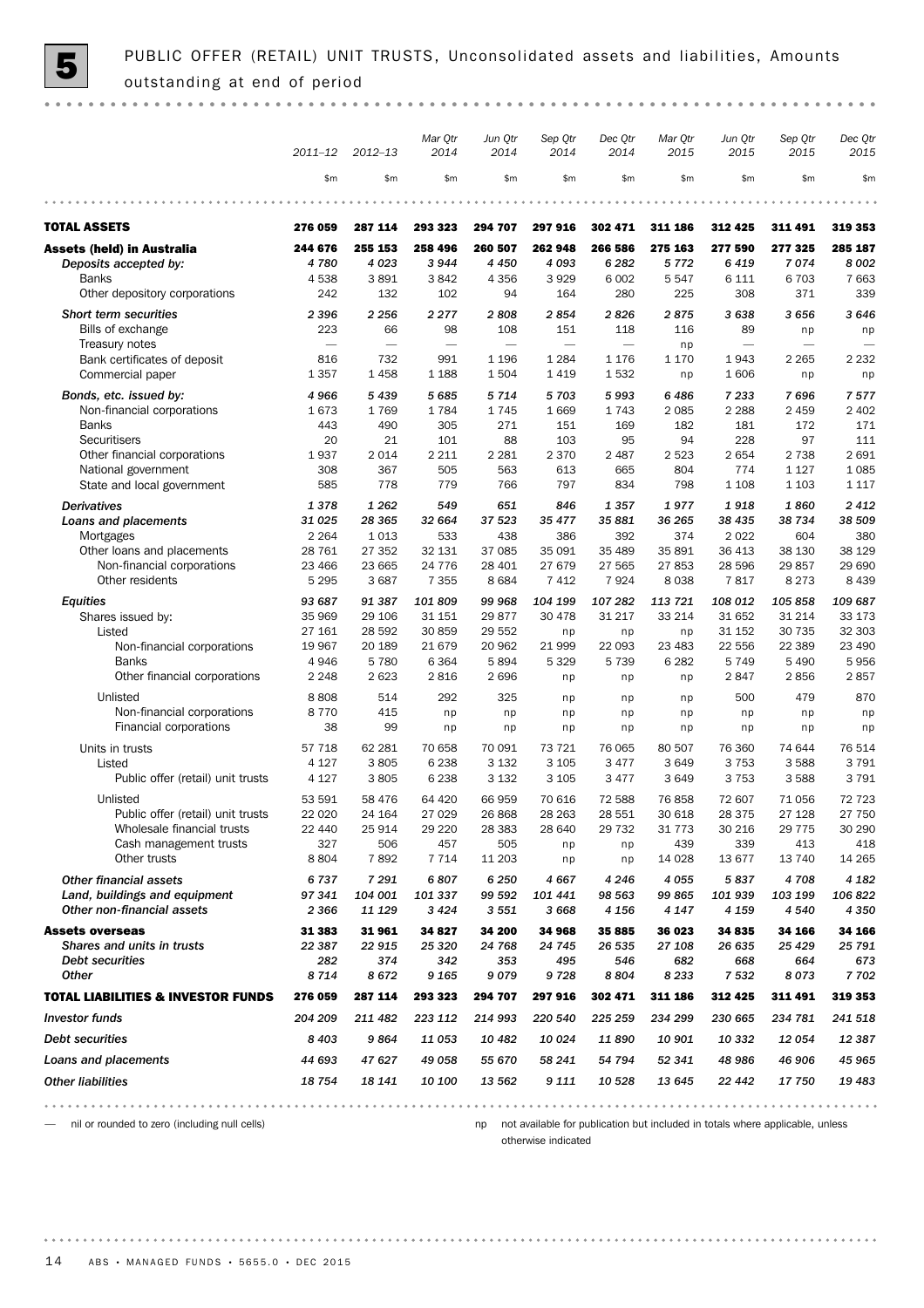# 5 PUBLIC OFFER (RETAIL) UNIT TRUSTS, Unconsolidated assets and liabilities, Amounts outstanding at end of period

| | 2011–12 | 2012–13 | Mar Qtr 2014 | Jun Qtr 2014 | Sep Qtr 2014 | Dec Qtr 2014 | Mar Qtr 2015 | Jun Qtr 2015 | Sep Qtr 2015 | Dec Qtr 2015 |
|---|---|---|---|---|---|---|---|---|---|---|
| | $m | $m | $m | $m | $m | $m | $m | $m | $m | $m |
| **TOTAL ASSETS** | **276 059** | **287 114** | **293 323** | **294 707** | **297 916** | **302 471** | **311 186** | **312 425** | **311 491** | **319 353** |
| **Assets (held) in Australia** | **244 676** | **255 153** | **258 496** | **260 507** | **262 948** | **266 586** | **275 163** | **277 590** | **277 325** | **285 187** |
| *Deposits accepted by:* | *4 780* | *4 023* | *3 944* | *4 450* | *4 093* | *6 282* | *5 772* | *6 419* | *7 074* | *8 002* |
| Banks | 4 538 | 3 891 | 3 842 | 4 356 | 3 929 | 6 002 | 5 547 | 6 111 | 6 703 | 7 663 |
| Other depository corporations | 242 | 132 | 102 | 94 | 164 | 280 | 225 | 308 | 371 | 339 |
| *Short term securities* | *2 396* | *2 256* | *2 277* | *2 808* | *2 854* | *2 826* | *2 875* | *3 638* | *3 656* | *3 646* |
| Bills of exchange | 223 | 66 | 98 | 108 | 151 | 118 | 116 | 89 | np | np |
| Treasury notes | — | — | — | — | — | — | np | — | — | — |
| Bank certificates of deposit | 816 | 732 | 991 | 1 196 | 1 284 | 1 176 | 1 170 | 1 943 | 2 265 | 2 232 |
| Commercial paper | 1 357 | 1 458 | 1 188 | 1 504 | 1 419 | 1 532 | np | 1 606 | np | np |
| *Bonds, etc. issued by:* | *4 966* | *5 439* | *5 685* | *5 714* | *5 703* | *5 993* | *6 486* | *7 233* | *7 696* | *7 577* |
| Non-financial corporations | 1 673 | 1 769 | 1 784 | 1 745 | 1 669 | 1 743 | 2 085 | 2 288 | 2 459 | 2 402 |
| Banks | 443 | 490 | 305 | 271 | 151 | 169 | 182 | 181 | 172 | 171 |
| Securitisers | 20 | 21 | 101 | 88 | 103 | 95 | 94 | 228 | 97 | 111 |
| Other financial corporations | 1 937 | 2 014 | 2 211 | 2 281 | 2 370 | 2 487 | 2 523 | 2 654 | 2 738 | 2 691 |
| National government | 308 | 367 | 505 | 563 | 613 | 665 | 804 | 774 | 1 127 | 1 085 |
| State and local government | 585 | 778 | 779 | 766 | 797 | 834 | 798 | 1 108 | 1 103 | 1 117 |
| *Derivatives* | *1 378* | *1 262* | *549* | *651* | *846* | *1 357* | *1 977* | *1 918* | *1 860* | *2 412* |
| *Loans and placements* | *31 025* | *28 365* | *32 664* | *37 523* | *35 477* | *35 881* | *36 265* | *38 435* | *38 734* | *38 509* |
| Mortgages | 2 264 | 1 013 | 533 | 438 | 386 | 392 | 374 | 2 022 | 604 | 380 |
| Other loans and placements | 28 761 | 27 352 | 32 131 | 37 085 | 35 091 | 35 489 | 35 891 | 36 413 | 38 130 | 38 129 |
| Non-financial corporations | 23 466 | 23 665 | 24 776 | 28 401 | 27 679 | 27 565 | 27 853 | 28 596 | 29 857 | 29 690 |
| Other residents | 5 295 | 3 687 | 7 355 | 8 684 | 7 412 | 7 924 | 8 038 | 7 817 | 8 273 | 8 439 |
| *Equities* | *93 687* | *91 387* | *101 809* | *99 968* | *104 199* | *107 282* | *113 721* | *108 012* | *105 858* | *109 687* |
| Shares issued by: | 35 969 | 29 106 | 31 151 | 29 877 | 30 478 | 31 217 | 33 214 | 31 652 | 31 214 | 33 173 |
| Listed | 27 161 | 28 592 | 30 859 | 29 552 | np | np | np | 31 152 | 30 735 | 32 303 |
| Non-financial corporations | 19 967 | 20 189 | 21 679 | 20 962 | 21 999 | 22 093 | 23 483 | 22 556 | 22 389 | 23 490 |
| Banks | 4 946 | 5 780 | 6 364 | 5 894 | 5 329 | 5 739 | 6 282 | 5 749 | 5 490 | 5 956 |
| Other financial corporations | 2 248 | 2 623 | 2 816 | 2 696 | np | np | np | 2 847 | 2 856 | 2 857 |
| Unlisted | 8 808 | 514 | 292 | 325 | np | np | np | 500 | 479 | 870 |
| Non-financial corporations | 8 770 | 415 | np | np | np | np | np | np | np | np |
| Financial corporations | 38 | 99 | np | np | np | np | np | np | np | np |
| Units in trusts | 57 718 | 62 281 | 70 658 | 70 091 | 73 721 | 76 065 | 80 507 | 76 360 | 74 644 | 76 514 |
| Listed | 4 127 | 3 805 | 6 238 | 3 132 | 3 105 | 3 477 | 3 649 | 3 753 | 3 588 | 3 791 |
| Public offer (retail) unit trusts | 4 127 | 3 805 | 6 238 | 3 132 | 3 105 | 3 477 | 3 649 | 3 753 | 3 588 | 3 791 |
| Unlisted | 53 591 | 58 476 | 64 420 | 66 959 | 70 616 | 72 588 | 76 858 | 72 607 | 71 056 | 72 723 |
| Public offer (retail) unit trusts | 22 020 | 24 164 | 27 029 | 26 868 | 28 263 | 28 551 | 30 618 | 28 375 | 27 128 | 27 750 |
| Wholesale financial trusts | 22 440 | 25 914 | 29 220 | 28 383 | 28 640 | 29 732 | 31 773 | 30 216 | 29 775 | 30 290 |
| Cash management trusts | 327 | 506 | 457 | 505 | np | np | 439 | 339 | 413 | 418 |
| Other trusts | 8 804 | 7 892 | 7 714 | 11 203 | np | np | 14 028 | 13 677 | 13 740 | 14 265 |
| *Other financial assets* | *6 737* | *7 291* | *6 807* | *6 250* | *4 667* | *4 246* | *4 055* | *5 837* | *4 708* | *4 182* |
| *Land, buildings and equipment* | *97 341* | *104 001* | *101 337* | *99 592* | *101 441* | *98 563* | *99 865* | *101 939* | *103 199* | *106 822* |
| *Other non-financial assets* | *2 366* | *11 129* | *3 424* | *3 551* | *3 668* | *4 156* | *4 147* | *4 159* | *4 540* | *4 350* |
| **Assets overseas** | **31 383** | **31 961** | **34 827** | **34 200** | **34 968** | **35 885** | **36 023** | **34 835** | **34 166** | **34 166** |
| *Shares and units in trusts* | *22 387* | *22 915* | *25 320* | *24 768* | *24 745* | *26 535* | *27 108* | *26 635* | *25 429* | *25 791* |
| *Debt securities* | *282* | *374* | *342* | *353* | *495* | *546* | *682* | *668* | *664* | *673* |
| *Other* | *8 714* | *8 672* | *9 165* | *9 079* | *9 728* | *8 804* | *8 233* | *7 532* | *8 073* | *7 702* |
| **TOTAL LIABILITIES & INVESTOR FUNDS** | **276 059** | **287 114** | **293 323** | **294 707** | **297 916** | **302 471** | **311 186** | **312 425** | **311 491** | **319 353** |
| *Investor funds* | *204 209* | *211 482* | *223 112* | *214 993* | *220 540* | *225 259* | *234 299* | *230 665* | *234 781* | *241 518* |
| *Debt securities* | *8 403* | *9 864* | *11 053* | *10 482* | *10 024* | *11 890* | *10 901* | *10 332* | *12 054* | *12 387* |
| *Loans and placements* | *44 693* | *47 627* | *49 058* | *55 670* | *58 241* | *54 794* | *52 341* | *48 986* | *46 906* | *45 965* |
| *Other liabilities* | *18 754* | *18 141* | *10 100* | *13 562* | *9 111* | *10 528* | *13 645* | *22 442* | *17 750* | *19 483* |

— nil or rounded to zero (including null cells)

np not available for publication but included in totals where applicable, unless otherwise indicated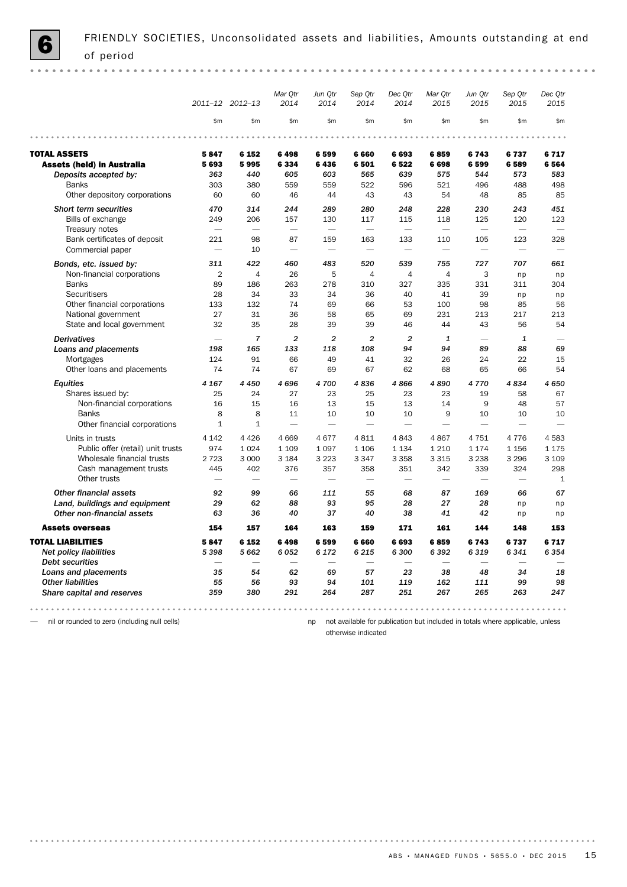# 6 FRIENDLY SOCIETIES, Unconsolidated assets and liabilities, Amounts outstanding at end of period

| | 2011–12 | 2012–13 | Mar Qtr 2014 | Jun Qtr 2014 | Sep Qtr 2014 | Dec Qtr 2014 | Mar Qtr 2015 | Jun Qtr 2015 | Sep Qtr 2015 | Dec Qtr 2015 |
|---|---|---|---|---|---|---|---|---|---|---|
| | $m | $m | $m | $m | $m | $m | $m | $m | $m | $m |
| **TOTAL ASSETS** | **5 847** | **6 152** | **6 498** | **6 599** | **6 660** | **6 693** | **6 859** | **6 743** | **6 737** | **6 717** |
| **Assets (held) in Australia** | **5 693** | **5 995** | **6 334** | **6 436** | **6 501** | **6 522** | **6 698** | **6 599** | **6 589** | **6 564** |
| *Deposits accepted by:* | *363* | *440* | *605* | *603* | *565* | *639* | *575* | *544* | *573* | *583* |
| Banks | 303 | 380 | 559 | 559 | 522 | 596 | 521 | 496 | 488 | 498 |
| Other depository corporations | 60 | 60 | 46 | 44 | 43 | 43 | 54 | 48 | 85 | 85 |
| *Short term securities* | *470* | *314* | *244* | *289* | *280* | *248* | *228* | *230* | *243* | *451* |
| Bills of exchange | 249 | 206 | 157 | 130 | 117 | 115 | 118 | 125 | 120 | 123 |
| Treasury notes | — | — | — | — | — | — | — | — | — | — |
| Bank certificates of deposit | 221 | 98 | 87 | 159 | 163 | 133 | 110 | 105 | 123 | 328 |
| Commercial paper | — | 10 | — | — | — | — | — | — | — | — |
| *Bonds, etc. issued by:* | *311* | *422* | *460* | *483* | *520* | *539* | *755* | *727* | *707* | *661* |
| Non-financial corporations | 2 | 4 | 26 | 5 | 4 | 4 | 4 | 3 | np | np |
| Banks | 89 | 186 | 263 | 278 | 310 | 327 | 335 | 331 | 311 | 304 |
| Securitisers | 28 | 34 | 33 | 34 | 36 | 40 | 41 | 39 | np | np |
| Other financial corporations | 133 | 132 | 74 | 69 | 66 | 53 | 100 | 98 | 85 | 56 |
| National government | 27 | 31 | 36 | 58 | 65 | 69 | 231 | 213 | 217 | 213 |
| State and local government | 32 | 35 | 28 | 39 | 39 | 46 | 44 | 43 | 56 | 54 |
| *Derivatives* | — | *7* | *2* | *2* | *2* | *2* | *1* | — | *1* | — |
| *Loans and placements* | *198* | *165* | *133* | *118* | *108* | *94* | *94* | *89* | *88* | *69* |
| Mortgages | 124 | 91 | 66 | 49 | 41 | 32 | 26 | 24 | 22 | 15 |
| Other loans and placements | 74 | 74 | 67 | 69 | 67 | 62 | 68 | 65 | 66 | 54 |
| *Equities* | *4 167* | *4 450* | *4 696* | *4 700* | *4 836* | *4 866* | *4 890* | *4 770* | *4 834* | *4 650* |
| Shares issued by: | 25 | 24 | 27 | 23 | 25 | 23 | 23 | 19 | 58 | 67 |
| Non-financial corporations | 16 | 15 | 16 | 13 | 15 | 13 | 14 | 9 | 48 | 57 |
| Banks | 8 | 8 | 11 | 10 | 10 | 10 | 9 | 10 | 10 | 10 |
| Other financial corporations | 1 | 1 | — | — | — | — | — | — | — | — |
| Units in trusts | 4 142 | 4 426 | 4 669 | 4 677 | 4 811 | 4 843 | 4 867 | 4 751 | 4 776 | 4 583 |
| Public offer (retail) unit trusts | 974 | 1 024 | 1 109 | 1 097 | 1 106 | 1 134 | 1 210 | 1 174 | 1 156 | 1 175 |
| Wholesale financial trusts | 2 723 | 3 000 | 3 184 | 3 223 | 3 347 | 3 358 | 3 315 | 3 238 | 3 296 | 3 109 |
| Cash management trusts | 445 | 402 | 376 | 357 | 358 | 351 | 342 | 339 | 324 | 298 |
| Other trusts | — | — | — | — | — | — | — | — | — | 1 |
| *Other financial assets* | *92* | *99* | *66* | *111* | *55* | *68* | *87* | *169* | *66* | *67* |
| *Land, buildings and equipment* | *29* | *62* | *88* | *93* | *95* | *28* | *27* | *28* | np | np |
| *Other non-financial assets* | *63* | *36* | *40* | *37* | *40* | *38* | *41* | *42* | np | np |
| **Assets overseas** | **154** | **157** | **164** | **163** | **159** | **171** | **161** | **144** | **148** | **153** |
| **TOTAL LIABILITIES** | **5 847** | **6 152** | **6 498** | **6 599** | **6 660** | **6 693** | **6 859** | **6 743** | **6 737** | **6 717** |
| *Net policy liabilities* | *5 398* | *5 662* | *6 052* | *6 172* | *6 215* | *6 300* | *6 392* | *6 319* | *6 341* | *6 354* |
| *Debt securities* | — | — | — | — | — | — | — | — | — | — |
| *Loans and placements* | *35* | *54* | *62* | *69* | *57* | *23* | *38* | *48* | *34* | *18* |
| *Other liabilities* | *55* | *56* | *93* | *94* | *101* | *119* | *162* | *111* | *99* | *98* |
| *Share capital and reserves* | *359* | *380* | *291* | *264* | *287* | *251* | *267* | *265* | *263* | *247* |

— nil or rounded to zero (including null cells)

np not available for publication but included in totals where applicable, unless otherwise indicated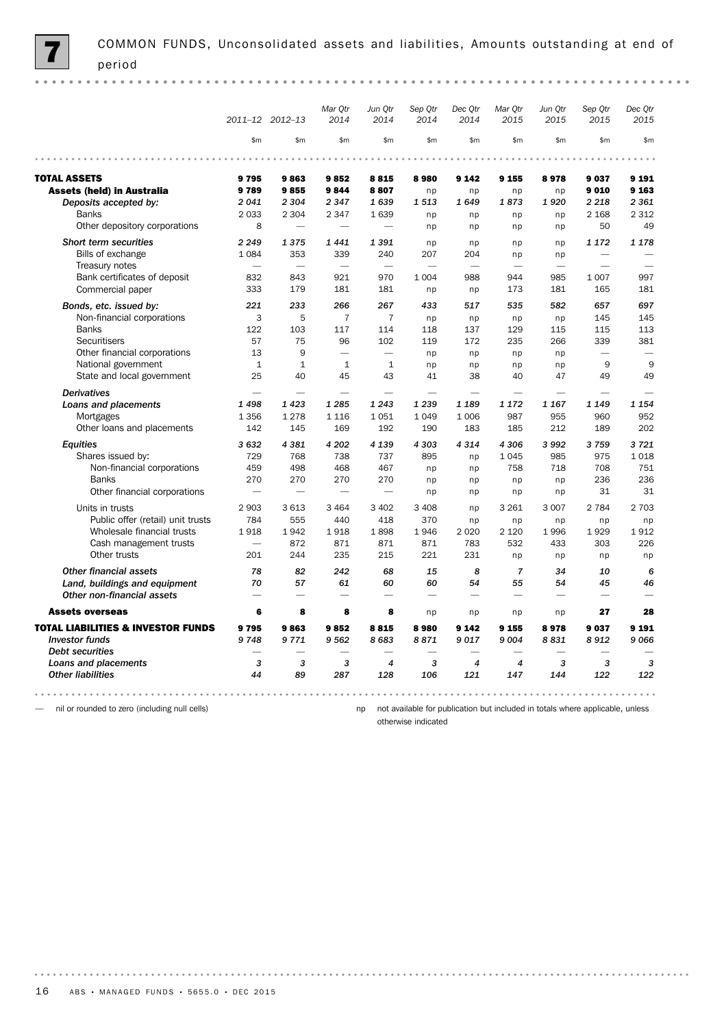# 7 COMMON FUNDS, Unconsolidated assets and liabilities, Amounts outstanding at end of period

| | 2011–12 | 2012–13 | Mar Qtr 2014 | Jun Qtr 2014 | Sep Qtr 2014 | Dec Qtr 2014 | Mar Qtr 2015 | Jun Qtr 2015 | Sep Qtr 2015 | Dec Qtr 2015 |
|---|---|---|---|---|---|---|---|---|---|---|
| | $m | $m | $m | $m | $m | $m | $m | $m | $m | $m |
| **TOTAL ASSETS** | **9 795** | **9 863** | **9 852** | **8 815** | **8 980** | **9 142** | **9 155** | **8 978** | **9 037** | **9 191** |
| **Assets (held) in Australia** | **9 789** | **9 855** | **9 844** | **8 807** | np | np | np | np | **9 010** | **9 163** |
| *Deposits accepted by:* | *2 041* | *2 304* | *2 347* | *1 639* | *1 513* | *1 649* | *1 873* | *1 920* | *2 218* | *2 361* |
| Banks | 2 033 | 2 304 | 2 347 | 1 639 | np | np | np | np | 2 168 | 2 312 |
| Other depository corporations | 8 | — | — | — | np | np | np | np | 50 | 49 |
| *Short term securities* | *2 249* | *1 375* | *1 441* | *1 391* | np | np | np | np | *1 172* | *1 178* |
| Bills of exchange | 1 084 | 353 | 339 | 240 | 207 | 204 | np | np | — | — |
| Treasury notes | — | — | — | — | — | — | — | — | — | — |
| Bank certificates of deposit | 832 | 843 | 921 | 970 | 1 004 | 988 | 944 | 985 | 1 007 | 997 |
| Commercial paper | 333 | 179 | 181 | 181 | np | np | 173 | 181 | 165 | 181 |
| *Bonds, etc. issued by:* | *221* | *233* | *266* | *267* | *433* | *517* | *535* | *582* | *657* | *697* |
| Non-financial corporations | 3 | 5 | 7 | 7 | np | np | np | np | 145 | 145 |
| Banks | 122 | 103 | 117 | 114 | 118 | 137 | 129 | 115 | 115 | 113 |
| Securitisers | 57 | 75 | 96 | 102 | 119 | 172 | 235 | 266 | 339 | 381 |
| Other financial corporations | 13 | 9 | — | — | np | np | np | np | — | — |
| National government | 1 | 1 | 1 | 1 | np | np | np | np | 9 | 9 |
| State and local government | 25 | 40 | 45 | 43 | 41 | 38 | 40 | 47 | 49 | 49 |
| *Derivatives* | — | — | — | — | — | — | — | — | — | — |
| *Loans and placements* | *1 498* | *1 423* | *1 285* | *1 243* | *1 239* | *1 189* | *1 172* | *1 167* | *1 149* | *1 154* |
| Mortgages | 1 356 | 1 278 | 1 116 | 1 051 | 1 049 | 1 006 | 987 | 955 | 960 | 952 |
| Other loans and placements | 142 | 145 | 169 | 192 | 190 | 183 | 185 | 212 | 189 | 202 |
| *Equities* | *3 632* | *4 381* | *4 202* | *4 139* | *4 303* | *4 314* | *4 306* | *3 992* | *3 759* | *3 721* |
| Shares issued by: | 729 | 768 | 738 | 737 | 895 | np | 1 045 | 985 | 975 | 1 018 |
| Non-financial corporations | 459 | 498 | 468 | 467 | np | np | 758 | 718 | 708 | 751 |
| Banks | 270 | 270 | 270 | 270 | np | np | np | np | 236 | 236 |
| Other financial corporations | — | — | — | — | np | np | np | np | 31 | 31 |
| Units in trusts | 2 903 | 3 613 | 3 464 | 3 402 | 3 408 | np | 3 261 | 3 007 | 2 784 | 2 703 |
| Public offer (retail) unit trusts | 784 | 555 | 440 | 418 | 370 | np | np | np | np | np |
| Wholesale financial trusts | 1 918 | 1 942 | 1 918 | 1 898 | 1 946 | 2 020 | 2 120 | 1 996 | 1 929 | 1 912 |
| Cash management trusts | — | 872 | 871 | 871 | 871 | 783 | 532 | 433 | 303 | 226 |
| Other trusts | 201 | 244 | 235 | 215 | 221 | 231 | np | np | np | np |
| *Other financial assets* | *78* | *82* | *242* | *68* | *15* | *8* | *7* | *34* | *10* | *6* |
| *Land, buildings and equipment* | *70* | *57* | *61* | *60* | *60* | *54* | *55* | *54* | *45* | *46* |
| *Other non-financial assets* | — | — | — | — | — | — | — | — | — | — |
| **Assets overseas** | **6** | **8** | **8** | **8** | np | np | np | np | **27** | **28** |
| **TOTAL LIABILITIES & INVESTOR FUNDS** | **9 795** | **9 863** | **9 852** | **8 815** | **8 980** | **9 142** | **9 155** | **8 978** | **9 037** | **9 191** |
| *Investor funds* | *9 748* | *9 771* | *9 562* | *8 683* | *8 871* | *9 017* | *9 004* | *8 831* | *8 912* | *9 066* |
| *Debt securities* | — | — | — | — | — | — | — | — | — | — |
| *Loans and placements* | *3* | *3* | *3* | *4* | *3* | *4* | *4* | *3* | *3* | *3* |
| *Other liabilities* | *44* | *89* | *287* | *128* | *106* | *121* | *147* | *144* | *122* | *122* |

— nil or rounded to zero (including null cells)

np not available for publication but included in totals where applicable, unless otherwise indicated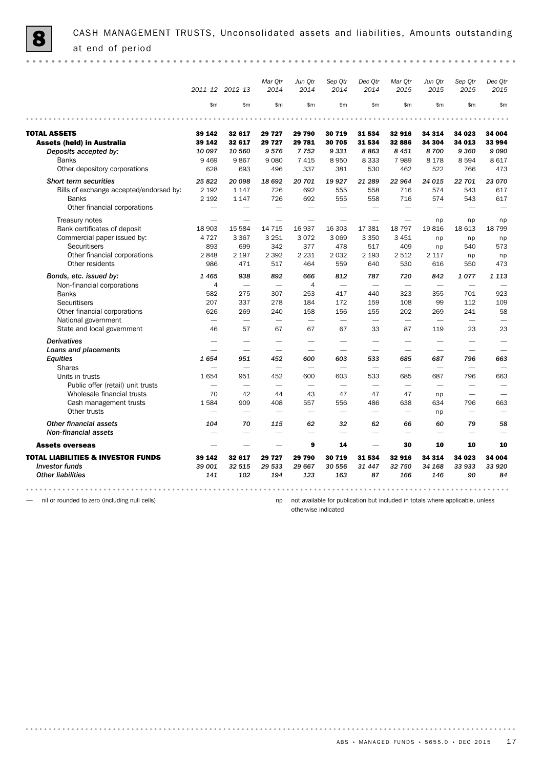# 8 CASH MANAGEMENT TRUSTS, Unconsolidated assets and liabilities, Amounts outstanding at end of period

| | 2011–12 | 2012–13 | Mar Qtr 2014 | Jun Qtr 2014 | Sep Qtr 2014 | Dec Qtr 2014 | Mar Qtr 2015 | Jun Qtr 2015 | Sep Qtr 2015 | Dec Qtr 2015 |
|---|---|---|---|---|---|---|---|---|---|---|
| | $m | $m | $m | $m | $m | $m | $m | $m | $m | $m |
| **TOTAL ASSETS** | **39 142** | **32 617** | **29 727** | **29 790** | **30 719** | **31 534** | **32 916** | **34 314** | **34 023** | **34 004** |
| **Assets (held) in Australia** | **39 142** | **32 617** | **29 727** | **29 781** | **30 705** | **31 534** | **32 886** | **34 304** | **34 013** | **33 994** |
| *Deposits accepted by:* | *10 097* | *10 560* | *9 576* | *7 752* | *9 331* | *8 863* | *8 451* | *8 700* | *9 360* | *9 090* |
| Banks | 9 469 | 9 867 | 9 080 | 7 415 | 8 950 | 8 333 | 7 989 | 8 178 | 8 594 | 8 617 |
| Other depository corporations | 628 | 693 | 496 | 337 | 381 | 530 | 462 | 522 | 766 | 473 |
| *Short term securities* | *25 822* | *20 098* | *18 692* | *20 701* | *19 927* | *21 289* | *22 964* | *24 015* | *22 701* | *23 070* |
| Bills of exchange accepted/endorsed by: | 2 192 | 1 147 | 726 | 692 | 555 | 558 | 716 | 574 | 543 | 617 |
| Banks | 2 192 | 1 147 | 726 | 692 | 555 | 558 | 716 | 574 | 543 | 617 |
| Other financial corporations | — | — | — | — | — | — | — | — | — | — |
| Treasury notes | — | — | — | — | — | — | — | np | np | np |
| Bank certificates of deposit | 18 903 | 15 584 | 14 715 | 16 937 | 16 303 | 17 381 | 18 797 | 19 816 | 18 613 | 18 799 |
| Commercial paper issued by: | 4 727 | 3 367 | 3 251 | 3 072 | 3 069 | 3 350 | 3 451 | np | np | np |
| Securitisers | 893 | 699 | 342 | 377 | 478 | 517 | 409 | np | 540 | 573 |
| Other financial corporations | 2 848 | 2 197 | 2 392 | 2 231 | 2 032 | 2 193 | 2 512 | 2 117 | np | np |
| Other residents | 986 | 471 | 517 | 464 | 559 | 640 | 530 | 616 | 550 | 473 |
| *Bonds, etc. issued by:* | *1 465* | *938* | *892* | *666* | *812* | *787* | *720* | *842* | *1 077* | *1 113* |
| Non-financial corporations | 4 | — | — | 4 | — | — | — | — | — | — |
| Banks | 582 | 275 | 307 | 253 | 417 | 440 | 323 | 355 | 701 | 923 |
| Securitisers | 207 | 337 | 278 | 184 | 172 | 159 | 108 | 99 | 112 | 109 |
| Other financial corporations | 626 | 269 | 240 | 158 | 156 | 155 | 202 | 269 | 241 | 58 |
| National government | — | — | — | — | — | — | — | — | — | — |
| State and local government | 46 | 57 | 67 | 67 | 67 | 33 | 87 | 119 | 23 | 23 |
| *Derivatives* | — | — | — | — | — | — | — | — | — | — |
| *Loans and placements* | — | — | — | — | — | — | — | — | — | — |
| *Equities* | *1 654* | *951* | *452* | *600* | *603* | *533* | *685* | *687* | *796* | *663* |
| Shares | — | — | — | — | — | — | — | — | — | — |
| Units in trusts | 1 654 | 951 | 452 | 600 | 603 | 533 | 685 | 687 | 796 | 663 |
| Public offer (retail) unit trusts | — | — | — | — | — | — | — | — | — | — |
| Wholesale financial trusts | 70 | 42 | 44 | 43 | 47 | 47 | 47 | np | — | — |
| Cash management trusts | 1 584 | 909 | 408 | 557 | 556 | 486 | 638 | 634 | 796 | 663 |
| Other trusts | — | — | — | — | — | — | — | np | — | — |
| *Other financial assets* | *104* | *70* | *115* | *62* | *32* | *62* | *66* | *60* | *79* | *58* |
| *Non-financial assets* | — | — | — | — | — | — | — | — | — | — |
| **Assets overseas** | — | — | — | **9** | **14** | — | **30** | **10** | **10** | **10** |
| **TOTAL LIABILITIES & INVESTOR FUNDS** | **39 142** | **32 617** | **29 727** | **29 790** | **30 719** | **31 534** | **32 916** | **34 314** | **34 023** | **34 004** |
| *Investor funds* | *39 001* | *32 515* | *29 533* | *29 667* | *30 556* | *31 447* | *32 750* | *34 168* | *33 933* | *33 920* |
| *Other liabilities* | *141* | *102* | *194* | *123* | *163* | *87* | *166* | *146* | *90* | *84* |

— nil or rounded to zero (including null cells)

np not available for publication but included in totals where applicable, unless otherwise indicated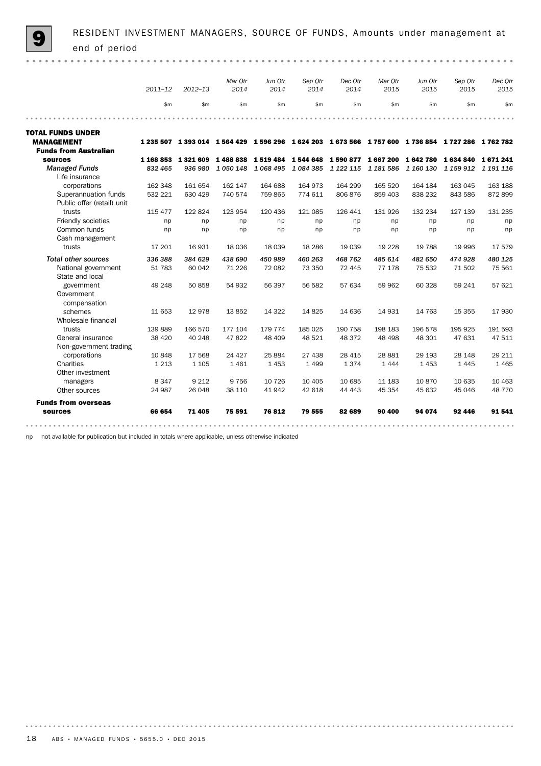## 9 RESIDENT INVESTMENT MANAGERS, SOURCE OF FUNDS, Amounts under management at end of period

| | 2011–12 | 2012–13 | Mar Qtr 2014 | Jun Qtr 2014 | Sep Qtr 2014 | Dec Qtr 2014 | Mar Qtr 2015 | Jun Qtr 2015 | Sep Qtr 2015 | Dec Qtr 2015 |
|---|---|---|---|---|---|---|---|---|---|---|
| | $m | $m | $m | $m | $m | $m | $m | $m | $m | $m |
| **TOTAL FUNDS UNDER MANAGEMENT** | **1 235 507** | **1 393 014** | **1 564 429** | **1 596 296** | **1 624 203** | **1 673 566** | **1 757 600** | **1 736 854** | **1 727 286** | **1 762 782** |
| **Funds from Australian sources** | **1 168 853** | **1 321 609** | **1 488 838** | **1 519 484** | **1 544 648** | **1 590 877** | **1 667 200** | **1 642 780** | **1 634 840** | **1 671 241** |
| *Managed Funds* | *832 465* | *936 980* | *1 050 148* | *1 068 495* | *1 084 385* | *1 122 115* | *1 181 586* | *1 160 130* | *1 159 912* | *1 191 116* |
| Life insurance corporations | 162 348 | 161 654 | 162 147 | 164 688 | 164 973 | 164 299 | 165 520 | 164 184 | 163 045 | 163 188 |
| Superannuation funds | 532 221 | 630 429 | 740 574 | 759 865 | 774 611 | 806 876 | 859 403 | 838 232 | 843 586 | 872 899 |
| Public offer (retail) unit trusts | 115 477 | 122 824 | 123 954 | 120 436 | 121 085 | 126 441 | 131 926 | 132 234 | 127 139 | 131 235 |
| Friendly societies | np | np | np | np | np | np | np | np | np | np |
| Common funds | np | np | np | np | np | np | np | np | np | np |
| Cash management trusts | 17 201 | 16 931 | 18 036 | 18 039 | 18 286 | 19 039 | 19 228 | 19 788 | 19 996 | 17 579 |
| *Total other sources* | *336 388* | *384 629* | *438 690* | *450 989* | *460 263* | *468 762* | *485 614* | *482 650* | *474 928* | *480 125* |
| National government | 51 783 | 60 042 | 71 226 | 72 082 | 73 350 | 72 445 | 77 178 | 75 532 | 71 502 | 75 561 |
| State and local government | 49 248 | 50 858 | 54 932 | 56 397 | 56 582 | 57 634 | 59 962 | 60 328 | 59 241 | 57 621 |
| Government compensation schemes | 11 653 | 12 978 | 13 852 | 14 322 | 14 825 | 14 636 | 14 931 | 14 763 | 15 355 | 17 930 |
| Wholesale financial trusts | 139 889 | 166 570 | 177 104 | 179 774 | 185 025 | 190 758 | 198 183 | 196 578 | 195 925 | 191 593 |
| General insurance | 38 420 | 40 248 | 47 822 | 48 409 | 48 521 | 48 372 | 48 498 | 48 301 | 47 631 | 47 511 |
| Non-government trading corporations | 10 848 | 17 568 | 24 427 | 25 884 | 27 438 | 28 415 | 28 881 | 29 193 | 28 148 | 29 211 |
| Charities | 1 213 | 1 105 | 1 461 | 1 453 | 1 499 | 1 374 | 1 444 | 1 453 | 1 445 | 1 465 |
| Other investment managers | 8 347 | 9 212 | 9 756 | 10 726 | 10 405 | 10 685 | 11 183 | 10 870 | 10 635 | 10 463 |
| Other sources | 24 987 | 26 048 | 38 110 | 41 942 | 42 618 | 44 443 | 45 354 | 45 632 | 45 046 | 48 770 |
| **Funds from overseas sources** | **66 654** | **71 405** | **75 591** | **76 812** | **79 555** | **82 689** | **90 400** | **94 074** | **92 446** | **91 541** |

np not available for publication but included in totals where applicable, unless otherwise indicated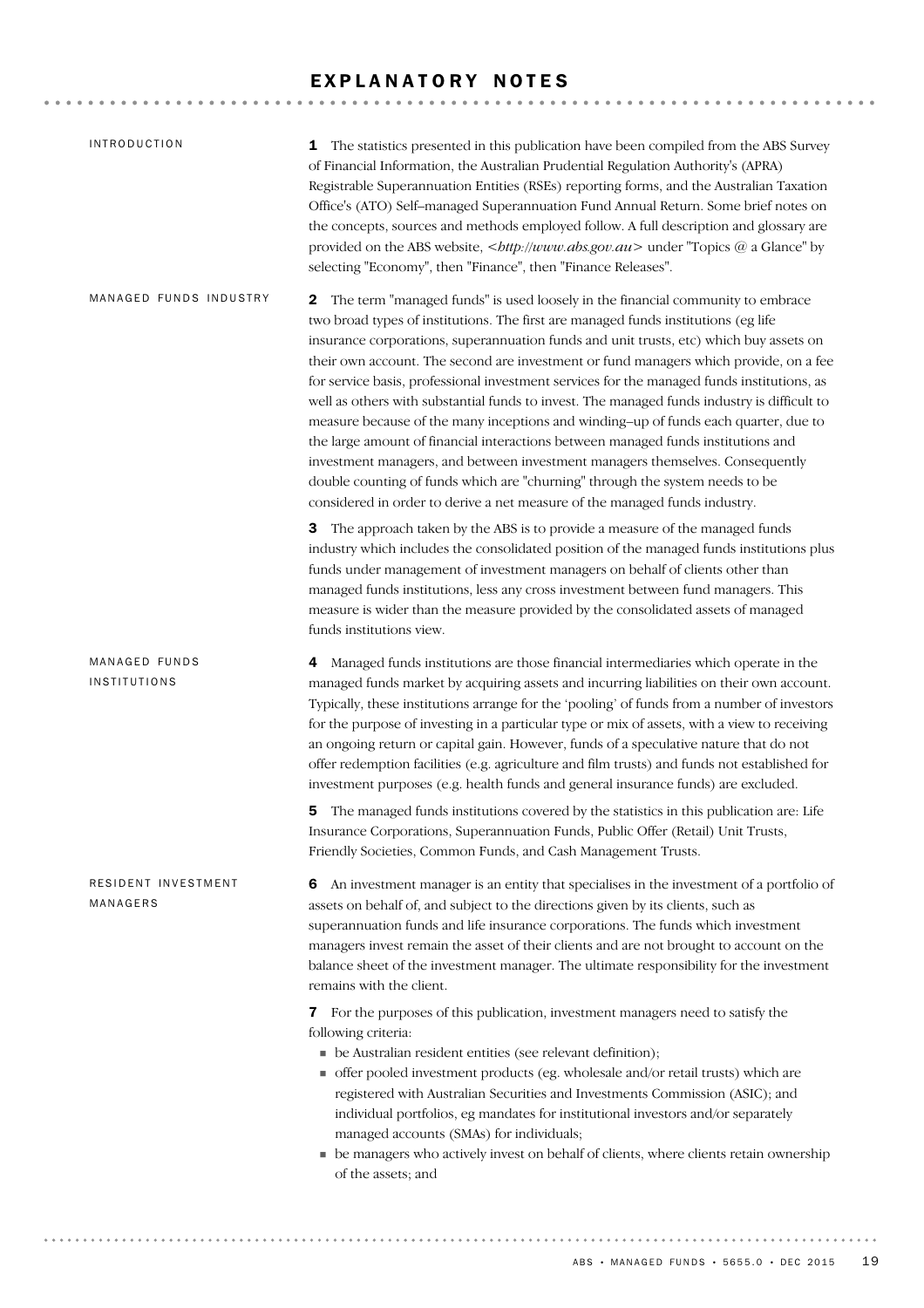# EXPLANATORY NOTES

## INTRODUCTION

**1** The statistics presented in this publication have been compiled from the ABS Survey of Financial Information, the Australian Prudential Regulation Authority's (APRA) Registrable Superannuation Entities (RSEs) reporting forms, and the Australian Taxation Office's (ATO) Self–managed Superannuation Fund Annual Return. Some brief notes on the concepts, sources and methods employed follow. A full description and glossary are provided on the ABS website, <*http://www.abs.gov.au*> under "Topics @ a Glance" by selecting "Economy", then "Finance", then "Finance Releases".

## MANAGED FUNDS INDUSTRY

**2** The term "managed funds" is used loosely in the financial community to embrace two broad types of institutions. The first are managed funds institutions (eg life insurance corporations, superannuation funds and unit trusts, etc) which buy assets on their own account. The second are investment or fund managers which provide, on a fee for service basis, professional investment services for the managed funds institutions, as well as others with substantial funds to invest. The managed funds industry is difficult to measure because of the many inceptions and winding–up of funds each quarter, due to the large amount of financial interactions between managed funds institutions and investment managers, and between investment managers themselves. Consequently double counting of funds which are "churning" through the system needs to be considered in order to derive a net measure of the managed funds industry.

**3** The approach taken by the ABS is to provide a measure of the managed funds industry which includes the consolidated position of the managed funds institutions plus funds under management of investment managers on behalf of clients other than managed funds institutions, less any cross investment between fund managers. This measure is wider than the measure provided by the consolidated assets of managed funds institutions view.

## MANAGED FUNDS INSTITUTIONS

**4** Managed funds institutions are those financial intermediaries which operate in the managed funds market by acquiring assets and incurring liabilities on their own account. Typically, these institutions arrange for the 'pooling' of funds from a number of investors for the purpose of investing in a particular type or mix of assets, with a view to receiving an ongoing return or capital gain. However, funds of a speculative nature that do not offer redemption facilities (e.g. agriculture and film trusts) and funds not established for investment purposes (e.g. health funds and general insurance funds) are excluded.

**5** The managed funds institutions covered by the statistics in this publication are: Life Insurance Corporations, Superannuation Funds, Public Offer (Retail) Unit Trusts, Friendly Societies, Common Funds, and Cash Management Trusts.

## RESIDENT INVESTMENT MANAGERS

**6** An investment manager is an entity that specialises in the investment of a portfolio of assets on behalf of, and subject to the directions given by its clients, such as superannuation funds and life insurance corporations. The funds which investment managers invest remain the asset of their clients and are not brought to account on the balance sheet of the investment manager. The ultimate responsibility for the investment remains with the client.

**7** For the purposes of this publication, investment managers need to satisfy the following criteria:

- be Australian resident entities (see relevant definition);
- offer pooled investment products (eg. wholesale and/or retail trusts) which are registered with Australian Securities and Investments Commission (ASIC); and individual portfolios, eg mandates for institutional investors and/or separately managed accounts (SMAs) for individuals;
- be managers who actively invest on behalf of clients, where clients retain ownership of the assets; and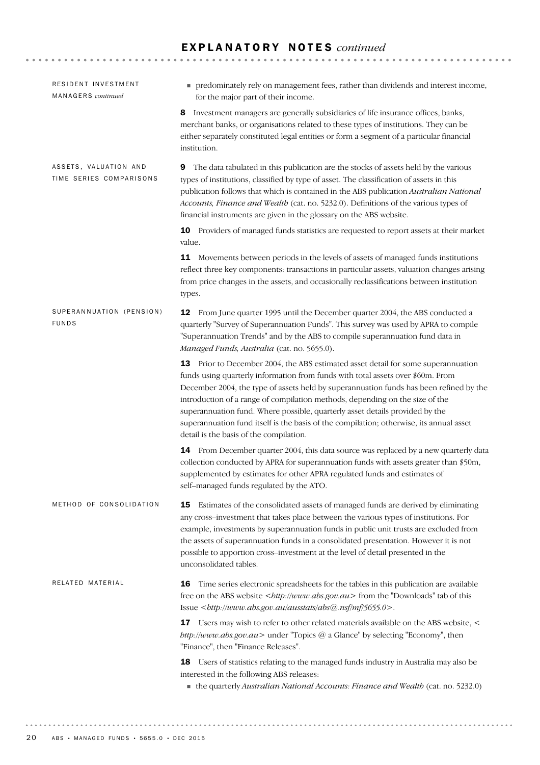# EXPLANATORY NOTES *continued*

## RESIDENT INVESTMENT MANAGERS *continued*

- predominately rely on management fees, rather than dividends and interest income, for the major part of their income.

**8** Investment managers are generally subsidiaries of life insurance offices, banks, merchant banks, or organisations related to these types of institutions. They can be either separately constituted legal entities or form a segment of a particular financial institution.

## ASSETS, VALUATION AND TIME SERIES COMPARISONS

**9** The data tabulated in this publication are the stocks of assets held by the various types of institutions, classified by type of asset. The classification of assets in this publication follows that which is contained in the ABS publication *Australian National Accounts, Finance and Wealth* (cat. no. 5232.0). Definitions of the various types of financial instruments are given in the glossary on the ABS website.

**10** Providers of managed funds statistics are requested to report assets at their market value.

**11** Movements between periods in the levels of assets of managed funds institutions reflect three key components: transactions in particular assets, valuation changes arising from price changes in the assets, and occasionally reclassifications between institution types.

## SUPERANNUATION (PENSION) FUNDS

**12** From June quarter 1995 until the December quarter 2004, the ABS conducted a quarterly "Survey of Superannuation Funds". This survey was used by APRA to compile "Superannuation Trends" and by the ABS to compile superannuation fund data in *Managed Funds, Australia* (cat. no. 5655.0).

**13** Prior to December 2004, the ABS estimated asset detail for some superannuation funds using quarterly information from funds with total assets over $60m. From December 2004, the type of assets held by superannuation funds has been refined by the introduction of a range of compilation methods, depending on the size of the superannuation fund. Where possible, quarterly asset details provided by the superannuation fund itself is the basis of the compilation; otherwise, its annual asset detail is the basis of the compilation.

**14** From December quarter 2004, this data source was replaced by a new quarterly data collection conducted by APRA for superannuation funds with assets greater than $50m, supplemented by estimates for other APRA regulated funds and estimates of self–managed funds regulated by the ATO.

## METHOD OF CONSOLIDATION

**15** Estimates of the consolidated assets of managed funds are derived by eliminating any cross–investment that takes place between the various types of institutions. For example, investments by superannuation funds in public unit trusts are excluded from the assets of superannuation funds in a consolidated presentation. However it is not possible to apportion cross–investment at the level of detail presented in the unconsolidated tables.

## RELATED MATERIAL

**16** Time series electronic spreadsheets for the tables in this publication are available free on the ABS website <*http://www.abs.gov.au*> from the "Downloads" tab of this Issue <*http://www.abs.gov.au/ausstats/abs@.nsf/mf/5655.0*>.

**17** Users may wish to refer to other related materials available on the ABS website, <*http://www.abs.gov.au*> under "Topics @ a Glance" by selecting "Economy", then "Finance", then "Finance Releases".

**18** Users of statistics relating to the managed funds industry in Australia may also be interested in the following ABS releases:

- the quarterly *Australian National Accounts: Finance and Wealth* (cat. no. 5232.0)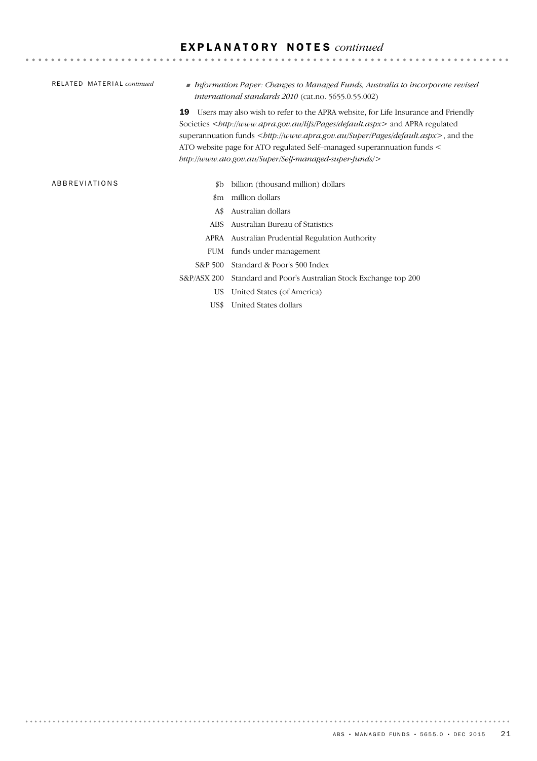## EXPLANATORY NOTES *continued*

### RELATED MATERIAL *continued*

- *Information Paper: Changes to Managed Funds, Australia to incorporate revised international standards 2010* (cat.no. 5655.0.55.002)

**19** Users may also wish to refer to the APRA website, for Life Insurance and Friendly Societies <*http://www.apra.gov.au/lifs/Pages/default.aspx*> and APRA regulated superannuation funds <*http://www.apra.gov.au/Super/Pages/default.aspx*>, and the ATO website page for ATO regulated Self–managed superannuation funds < *http://www.ato.gov.au/Super/Self-managed-super-funds/*>

### ABBREVIATIONS

| | |
|---|---|
| $b | billion (thousand million) dollars |
| $m | million dollars |
| A$ | Australian dollars |
| ABS | Australian Bureau of Statistics |
| APRA | Australian Prudential Regulation Authority |
| FUM | funds under management |
| S&P 500 | Standard & Poor's 500 Index |
| S&P/ASX 200 | Standard and Poor's Australian Stock Exchange top 200 |
| US | United States (of America) |
| US$ | United States dollars |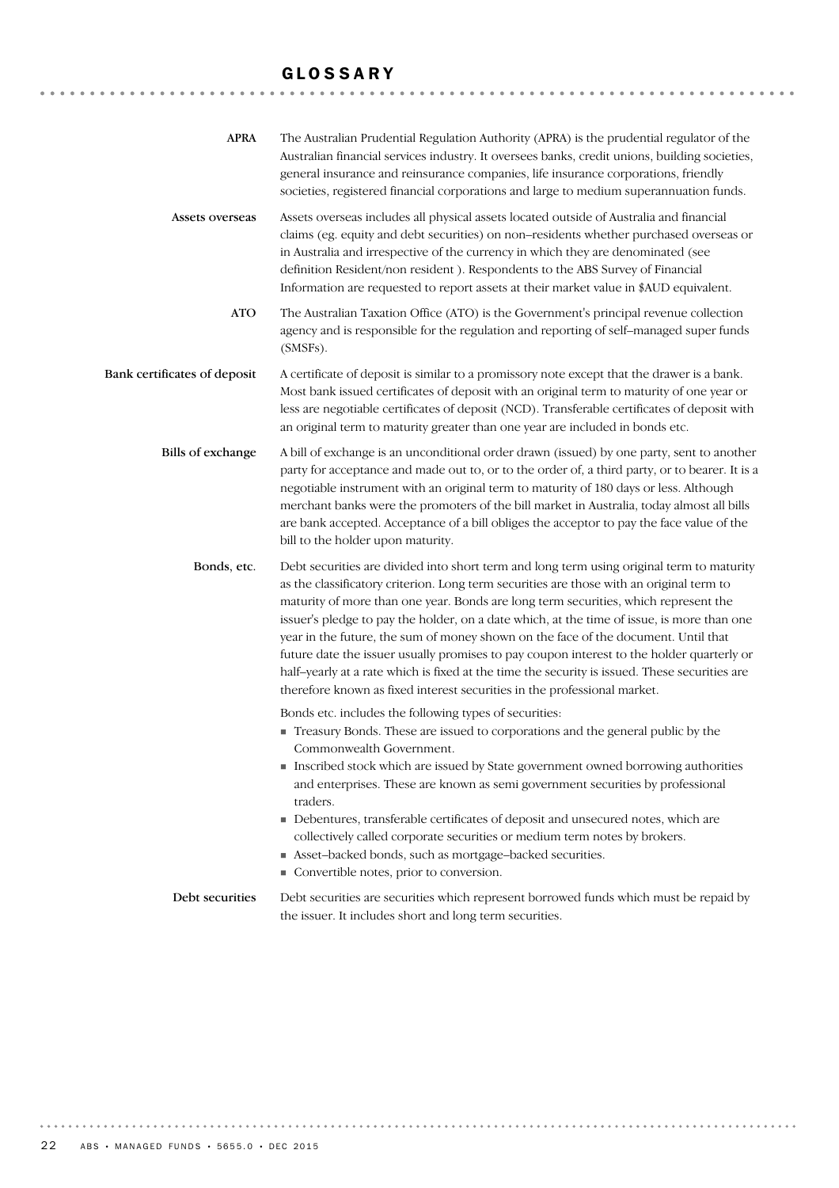# GLOSSARY

**APRA**

The Australian Prudential Regulation Authority (APRA) is the prudential regulator of the Australian financial services industry. It oversees banks, credit unions, building societies, general insurance and reinsurance companies, life insurance corporations, friendly societies, registered financial corporations and large to medium superannuation funds.

**Assets overseas**

Assets overseas includes all physical assets located outside of Australia and financial claims (eg. equity and debt securities) on non–residents whether purchased overseas or in Australia and irrespective of the currency in which they are denominated (see definition Resident/non resident ). Respondents to the ABS Survey of Financial Information are requested to report assets at their market value in $AUD equivalent.

**ATO**

The Australian Taxation Office (ATO) is the Government's principal revenue collection agency and is responsible for the regulation and reporting of self–managed super funds (SMSFs).

**Bank certificates of deposit**

A certificate of deposit is similar to a promissory note except that the drawer is a bank. Most bank issued certificates of deposit with an original term to maturity of one year or less are negotiable certificates of deposit (NCD). Transferable certificates of deposit with an original term to maturity greater than one year are included in bonds etc.

**Bills of exchange**

A bill of exchange is an unconditional order drawn (issued) by one party, sent to another party for acceptance and made out to, or to the order of, a third party, or to bearer. It is a negotiable instrument with an original term to maturity of 180 days or less. Although merchant banks were the promoters of the bill market in Australia, today almost all bills are bank accepted. Acceptance of a bill obliges the acceptor to pay the face value of the bill to the holder upon maturity.

**Bonds, etc.**

Debt securities are divided into short term and long term using original term to maturity as the classificatory criterion. Long term securities are those with an original term to maturity of more than one year. Bonds are long term securities, which represent the issuer's pledge to pay the holder, on a date which, at the time of issue, is more than one year in the future, the sum of money shown on the face of the document. Until that future date the issuer usually promises to pay coupon interest to the holder quarterly or half–yearly at a rate which is fixed at the time the security is issued. These securities are therefore known as fixed interest securities in the professional market.

Bonds etc. includes the following types of securities:

- Treasury Bonds. These are issued to corporations and the general public by the Commonwealth Government.
- Inscribed stock which are issued by State government owned borrowing authorities and enterprises. These are known as semi government securities by professional traders.
- Debentures, transferable certificates of deposit and unsecured notes, which are collectively called corporate securities or medium term notes by brokers.
- Asset–backed bonds, such as mortgage–backed securities.
- Convertible notes, prior to conversion.

**Debt securities**

Debt securities are securities which represent borrowed funds which must be repaid by the issuer. It includes short and long term securities.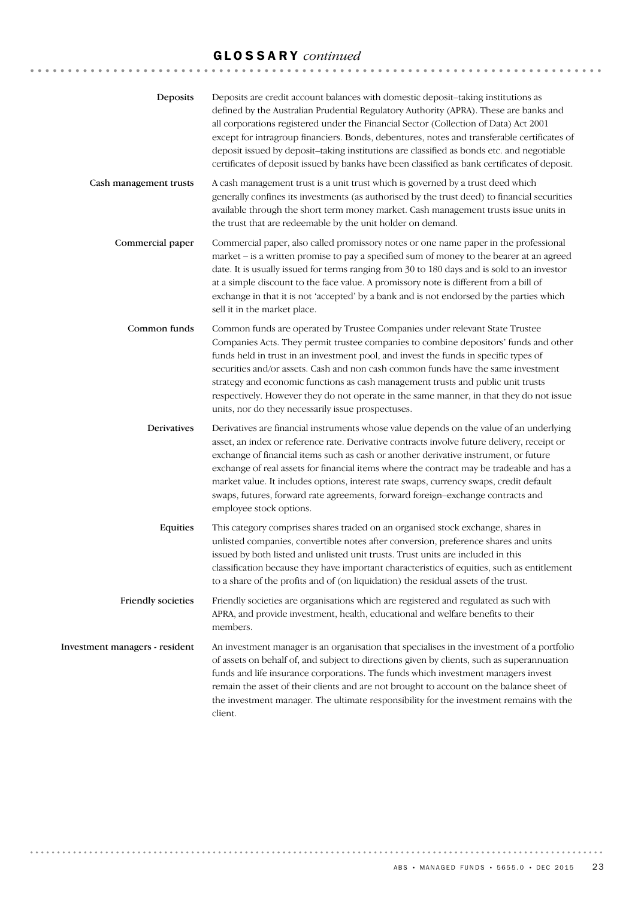## GLOSSARY *continued*

**Deposits**

Deposits are credit account balances with domestic deposit–taking institutions as defined by the Australian Prudential Regulatory Authority (APRA). These are banks and all corporations registered under the Financial Sector (Collection of Data) Act 2001 except for intragroup financiers. Bonds, debentures, notes and transferable certificates of deposit issued by deposit–taking institutions are classified as bonds etc. and negotiable certificates of deposit issued by banks have been classified as bank certificates of deposit.

**Cash management trusts**

A cash management trust is a unit trust which is governed by a trust deed which generally confines its investments (as authorised by the trust deed) to financial securities available through the short term money market. Cash management trusts issue units in the trust that are redeemable by the unit holder on demand.

**Commercial paper**

Commercial paper, also called promissory notes or one name paper in the professional market – is a written promise to pay a specified sum of money to the bearer at an agreed date. It is usually issued for terms ranging from 30 to 180 days and is sold to an investor at a simple discount to the face value. A promissory note is different from a bill of exchange in that it is not 'accepted' by a bank and is not endorsed by the parties which sell it in the market place.

**Common funds**

Common funds are operated by Trustee Companies under relevant State Trustee Companies Acts. They permit trustee companies to combine depositors' funds and other funds held in trust in an investment pool, and invest the funds in specific types of securities and/or assets. Cash and non cash common funds have the same investment strategy and economic functions as cash management trusts and public unit trusts respectively. However they do not operate in the same manner, in that they do not issue units, nor do they necessarily issue prospectuses.

**Derivatives**

Derivatives are financial instruments whose value depends on the value of an underlying asset, an index or reference rate. Derivative contracts involve future delivery, receipt or exchange of financial items such as cash or another derivative instrument, or future exchange of real assets for financial items where the contract may be tradeable and has a market value. It includes options, interest rate swaps, currency swaps, credit default swaps, futures, forward rate agreements, forward foreign–exchange contracts and employee stock options.

**Equities**

This category comprises shares traded on an organised stock exchange, shares in unlisted companies, convertible notes after conversion, preference shares and units issued by both listed and unlisted unit trusts. Trust units are included in this classification because they have important characteristics of equities, such as entitlement to a share of the profits and of (on liquidation) the residual assets of the trust.

**Friendly societies**

Friendly societies are organisations which are registered and regulated as such with APRA, and provide investment, health, educational and welfare benefits to their members.

**Investment managers - resident**

An investment manager is an organisation that specialises in the investment of a portfolio of assets on behalf of, and subject to directions given by clients, such as superannuation funds and life insurance corporations. The funds which investment managers invest remain the asset of their clients and are not brought to account on the balance sheet of the investment manager. The ultimate responsibility for the investment remains with the client.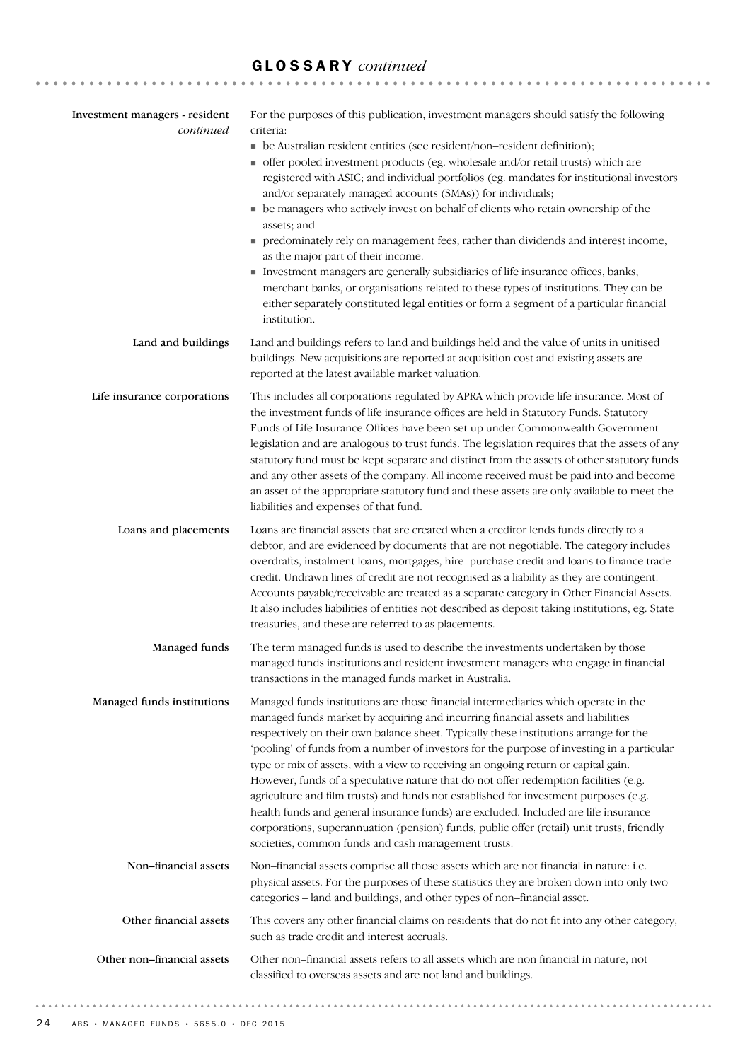# GLOSSARY *continued*

**Investment managers - resident** *continued*

For the purposes of this publication, investment managers should satisfy the following criteria:

- be Australian resident entities (see resident/non–resident definition);
- offer pooled investment products (eg. wholesale and/or retail trusts) which are registered with ASIC; and individual portfolios (eg. mandates for institutional investors and/or separately managed accounts (SMAs)) for individuals;
- be managers who actively invest on behalf of clients who retain ownership of the assets; and
- predominately rely on management fees, rather than dividends and interest income, as the major part of their income.
- Investment managers are generally subsidiaries of life insurance offices, banks, merchant banks, or organisations related to these types of institutions. They can be either separately constituted legal entities or form a segment of a particular financial institution.

**Land and buildings**

Land and buildings refers to land and buildings held and the value of units in unitised buildings. New acquisitions are reported at acquisition cost and existing assets are reported at the latest available market valuation.

**Life insurance corporations**

This includes all corporations regulated by APRA which provide life insurance. Most of the investment funds of life insurance offices are held in Statutory Funds. Statutory Funds of Life Insurance Offices have been set up under Commonwealth Government legislation and are analogous to trust funds. The legislation requires that the assets of any statutory fund must be kept separate and distinct from the assets of other statutory funds and any other assets of the company. All income received must be paid into and become an asset of the appropriate statutory fund and these assets are only available to meet the liabilities and expenses of that fund.

**Loans and placements**

Loans are financial assets that are created when a creditor lends funds directly to a debtor, and are evidenced by documents that are not negotiable. The category includes overdrafts, instalment loans, mortgages, hire–purchase credit and loans to finance trade credit. Undrawn lines of credit are not recognised as a liability as they are contingent. Accounts payable/receivable are treated as a separate category in Other Financial Assets. It also includes liabilities of entities not described as deposit taking institutions, eg. State treasuries, and these are referred to as placements.

**Managed funds**

The term managed funds is used to describe the investments undertaken by those managed funds institutions and resident investment managers who engage in financial transactions in the managed funds market in Australia.

**Managed funds institutions**

Managed funds institutions are those financial intermediaries which operate in the managed funds market by acquiring and incurring financial assets and liabilities respectively on their own balance sheet. Typically these institutions arrange for the 'pooling' of funds from a number of investors for the purpose of investing in a particular type or mix of assets, with a view to receiving an ongoing return or capital gain. However, funds of a speculative nature that do not offer redemption facilities (e.g. agriculture and film trusts) and funds not established for investment purposes (e.g. health funds and general insurance funds) are excluded. Included are life insurance corporations, superannuation (pension) funds, public offer (retail) unit trusts, friendly societies, common funds and cash management trusts.

**Non–financial assets**

Non–financial assets comprise all those assets which are not financial in nature: i.e. physical assets. For the purposes of these statistics they are broken down into only two categories – land and buildings, and other types of non–financial asset.

**Other financial assets**

This covers any other financial claims on residents that do not fit into any other category, such as trade credit and interest accruals.

**Other non–financial assets**

Other non–financial assets refers to all assets which are non financial in nature, not classified to overseas assets and are not land and buildings.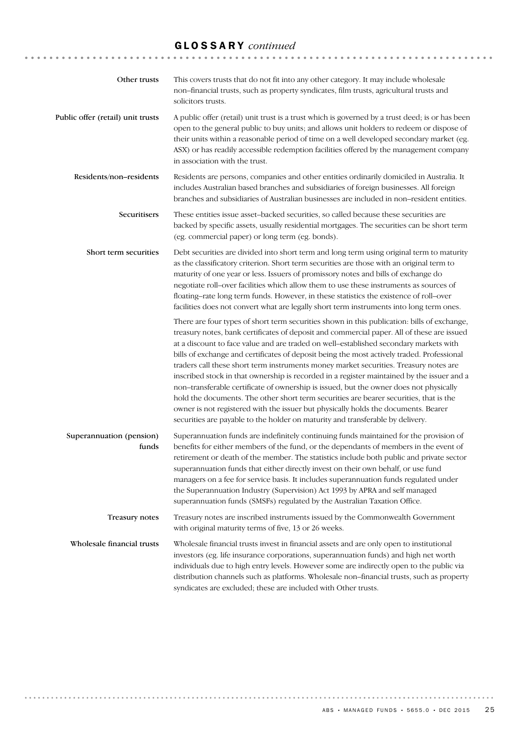# GLOSSARY *continued*

**Other trusts**

This covers trusts that do not fit into any other category. It may include wholesale non–financial trusts, such as property syndicates, film trusts, agricultural trusts and solicitors trusts.

**Public offer (retail) unit trusts**

A public offer (retail) unit trust is a trust which is governed by a trust deed; is or has been open to the general public to buy units; and allows unit holders to redeem or dispose of their units within a reasonable period of time on a well developed secondary market (eg. ASX) or has readily accessible redemption facilities offered by the management company in association with the trust.

**Residents/non–residents**

Residents are persons, companies and other entities ordinarily domiciled in Australia. It includes Australian based branches and subsidiaries of foreign businesses. All foreign branches and subsidiaries of Australian businesses are included in non–resident entities.

**Securitisers**

These entities issue asset–backed securities, so called because these securities are backed by specific assets, usually residential mortgages. The securities can be short term (eg. commercial paper) or long term (eg. bonds).

**Short term securities**

Debt securities are divided into short term and long term using original term to maturity as the classificatory criterion. Short term securities are those with an original term to maturity of one year or less. Issuers of promissory notes and bills of exchange do negotiate roll–over facilities which allow them to use these instruments as sources of floating–rate long term funds. However, in these statistics the existence of roll–over facilities does not convert what are legally short term instruments into long term ones.

There are four types of short term securities shown in this publication: bills of exchange, treasury notes, bank certificates of deposit and commercial paper. All of these are issued at a discount to face value and are traded on well–established secondary markets with bills of exchange and certificates of deposit being the most actively traded. Professional traders call these short term instruments money market securities. Treasury notes are inscribed stock in that ownership is recorded in a register maintained by the issuer and a non–transferable certificate of ownership is issued, but the owner does not physically hold the documents. The other short term securities are bearer securities, that is the owner is not registered with the issuer but physically holds the documents. Bearer securities are payable to the holder on maturity and transferable by delivery.

**Superannuation (pension) funds**

Superannuation funds are indefinitely continuing funds maintained for the provision of benefits for either members of the fund, or the dependants of members in the event of retirement or death of the member. The statistics include both public and private sector superannuation funds that either directly invest on their own behalf, or use fund managers on a fee for service basis. It includes superannuation funds regulated under the Superannuation Industry (Supervision) Act 1993 by APRA and self managed superannuation funds (SMSFs) regulated by the Australian Taxation Office.

**Treasury notes**

Treasury notes are inscribed instruments issued by the Commonwealth Government with original maturity terms of five, 13 or 26 weeks.

**Wholesale financial trusts**

Wholesale financial trusts invest in financial assets and are only open to institutional investors (eg. life insurance corporations, superannuation funds) and high net worth individuals due to high entry levels. However some are indirectly open to the public via distribution channels such as platforms. Wholesale non–financial trusts, such as property syndicates are excluded; these are included with Other trusts.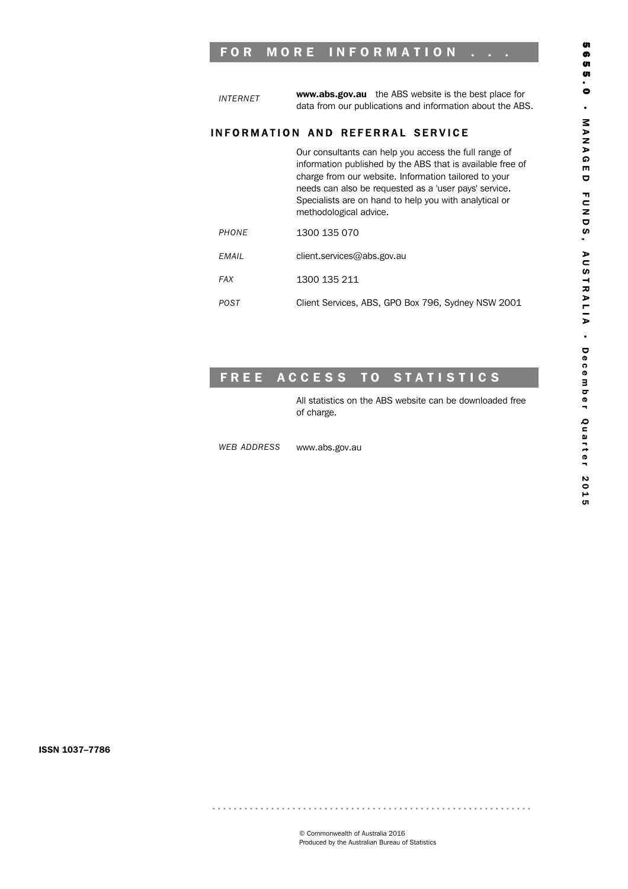## FOR MORE INFORMATION . . .

| | |
|---|---|
| *INTERNET* | **www.abs.gov.au** the ABS website is the best place for data from our publications and information about the ABS. |

### INFORMATION AND REFERRAL SERVICE

Our consultants can help you access the full range of information published by the ABS that is available free of charge from our website. Information tailored to your needs can also be requested as a 'user pays' service. Specialists are on hand to help you with analytical or methodological advice.

| | |
|---|---|
| *PHONE* | 1300 135 070 |
| *EMAIL* | client.services@abs.gov.au |
| *FAX* | 1300 135 211 |
| *POST* | Client Services, ABS, GPO Box 796, Sydney NSW 2001 |

## FREE ACCESS TO STATISTICS

All statistics on the ABS website can be downloaded free of charge.

| | |
|---|---|
| *WEB ADDRESS* | www.abs.gov.au |

**ISSN 1037–7786**

© Commonwealth of Australia 2016
Produced by the Australian Bureau of Statistics